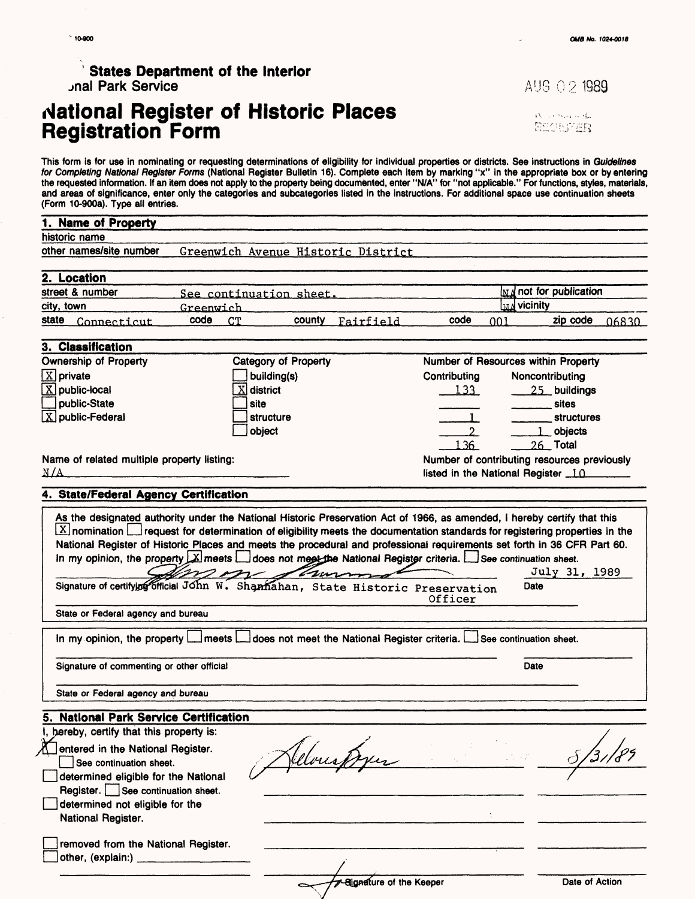10-900

OMB No. 1024-0018

' States Department of the Interior
ɔnal Park Service

AUG 0 2 1989

# National Register of Historic Places Registration Form

This form is for use in nominating or requesting determinations of eligibility for individual properties or districts. See instructions in *Guidelines for Completing National Register Forms* (National Register Bulletin 16). Complete each item by marking "x" in the appropriate box or by entering the requested information. If an item does not apply to the property being documented, enter "N/A" for "not applicable." For functions, styles, materials, and areas of significance, enter only the categories and subcategories listed in the instructions. For additional space use continuation sheets (Form 10-900a). Type all entries.

## 1. Name of Property

historic name

other names/site number Greenwich Avenue Historic District

## 2. Location

street & number See continuation sheet. [NA] not for publication

city, town Greenwich [NA] vicinity

state Connecticut code CT county Fairfield code 001 zip code 06830

## 3. Classification

**Ownership of Property**

- [X] private
- [X] public-local
- [ ] public-State
- [X] public-Federal

**Category of Property**

- [ ] building(s)
- [X] district
- [ ] site
- [ ] structure
- [ ] object

**Number of Resources within Property**

| Contributing | Noncontributing | |
|---|---|---|
| 133 | 25 | buildings |
| | | sites |
| 1 | | structures |
| 2 | 1 | objects |
| 136 | 26 | Total |

Name of related multiple property listing: N/A

Number of contributing resources previously listed in the National Register 10

## 4. State/Federal Agency Certification

As the designated authority under the National Historic Preservation Act of 1966, as amended, I hereby certify that this [X] nomination [ ] request for determination of eligibility meets the documentation standards for registering properties in the National Register of Historic Places and meets the procedural and professional requirements set forth in 36 CFR Part 60. In my opinion, the property [X] meets [ ] does not meet the National Register criteria. [ ] See continuation sheet.

Signature of certifying official John W. Shannahan, State Historic Preservation Officer — Date July 31, 1989

State or Federal agency and bureau

In my opinion, the property [ ] meets [ ] does not meet the National Register criteria. [ ] See continuation sheet.

Signature of commenting or other official — Date

State or Federal agency and bureau

## 5. National Park Service Certification

I, hereby, certify that this property is:

- [X] entered in the National Register. [ ] See continuation sheet. — Delores Byers — 8/31/89
- [ ] determined eligible for the National Register. [ ] See continuation sheet.
- [ ] determined not eligible for the National Register.
- [ ] removed from the National Register.
- [ ] other, (explain:)

Signature of the Keeper — Date of Action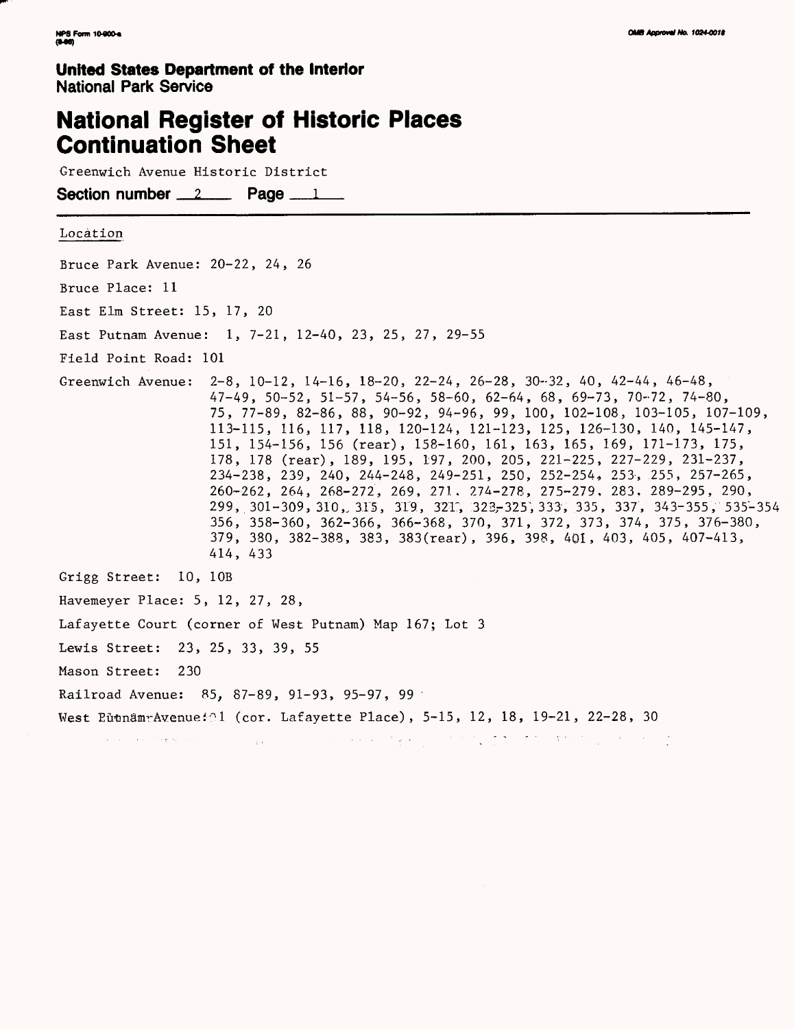United States Department of the Interior
National Park Service

# National Register of Historic Places Continuation Sheet

Greenwich Avenue Historic District

Section number 2 Page 1

Location

Bruce Park Avenue: 20-22, 24, 26

Bruce Place: 11

East Elm Street: 15, 17, 20

East Putnam Avenue: 1, 7-21, 12-40, 23, 25, 27, 29-55

Field Point Road: 101

Greenwich Avenue: 2-8, 10-12, 14-16, 18-20, 22-24, 26-28, 30-32, 40, 42-44, 46-48, 47-49, 50-52, 51-57, 54-56, 58-60, 62-64, 68, 69-73, 70-72, 74-80, 75, 77-89, 82-86, 88, 90-92, 94-96, 99, 100, 102-108, 103-105, 107-109, 113-115, 116, 117, 118, 120-124, 121-123, 125, 126-130, 140, 145-147, 151, 154-156, 156 (rear), 158-160, 161, 163, 165, 169, 171-173, 175, 178, 178 (rear), 189, 195, 197, 200, 205, 221-225, 227-229, 231-237, 234-238, 239, 240, 244-248, 249-251, 250, 252-254, 253, 255, 257-265, 260-262, 264, 268-272, 269, 271, 274-278, 275-279, 283, 289-295, 290, 299, 301-309, 310, 315, 319, 321, 323-325, 333, 335, 337, 343-355, 535-354 356, 358-360, 362-366, 366-368, 370, 371, 372, 373, 374, 375, 376-380, 379, 380, 382-388, 383, 383(rear), 396, 398, 401, 403, 405, 407-413, 414, 433

Grigg Street: 10, 10B

Havemeyer Place: 5, 12, 27, 28,

Lafayette Court (corner of West Putnam) Map 167; Lot 3

Lewis Street: 23, 25, 33, 39, 55

Mason Street: 230

Railroad Avenue: 85, 87-89, 91-93, 95-97, 99

West Putnam Avenue: 1 (cor. Lafayette Place), 5-15, 12, 18, 19-21, 22-28, 30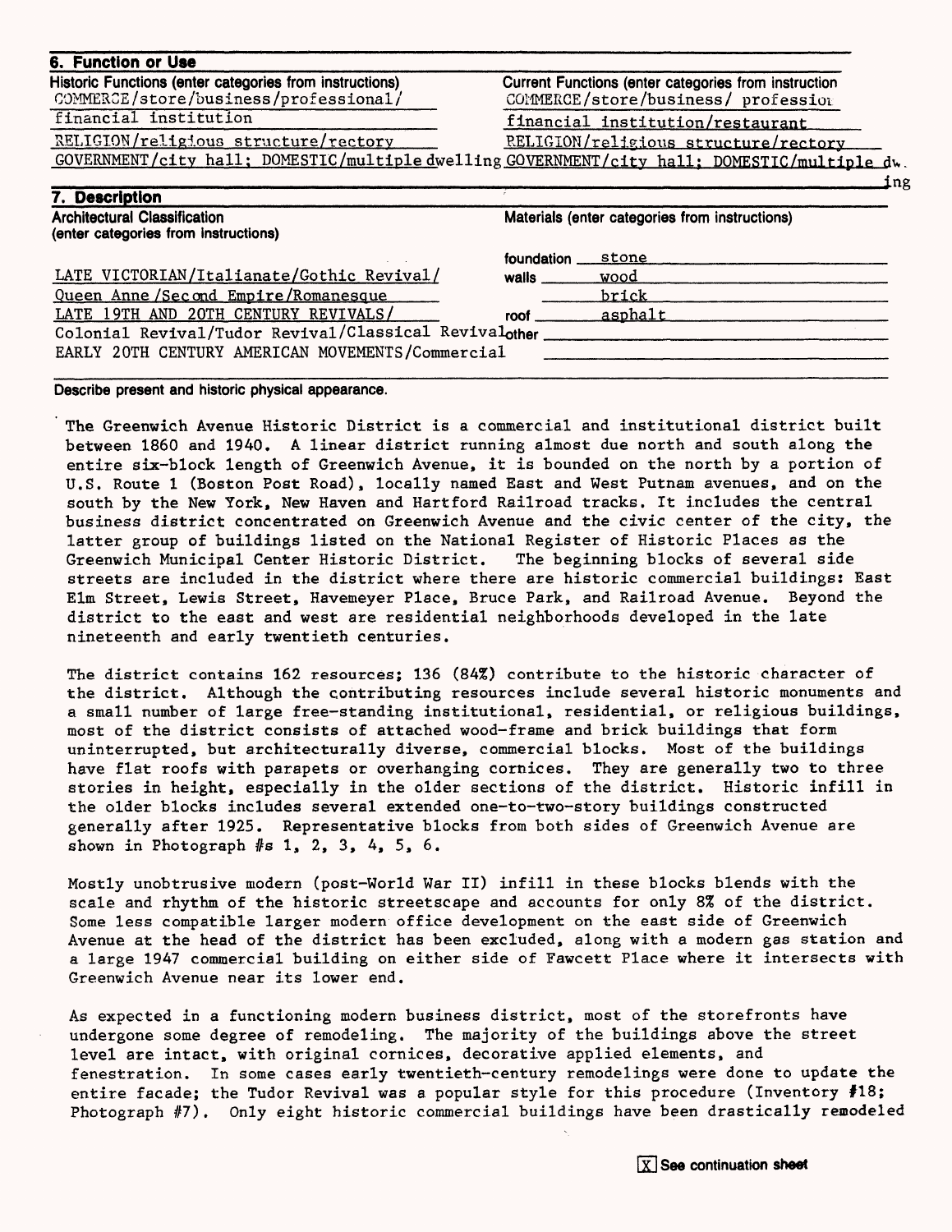## 6. Function or Use

| Historic Functions (enter categories from instructions) | Current Functions (enter categories from instruction |
|---|---|
| COMMERCE/store/business/professional/ | COMMERCE/store/business/ professior |
| financial institution | financial institution/restaurant |
| RELIGION/religious structure/rectory | RELIGION/religious structure/rectory |
| GOVERNMENT/city hall; DOMESTIC/multiple dwelling | GOVERNMENT/city hall; DOMESTIC/multiple dw. ing |

## 7. Description

| Architectural Classification (enter categories from instructions) | Materials (enter categories from instructions) | |
|---|---|---|
| | foundation | stone |
| LATE VICTORIAN/Italianate/Gothic Revival/ | walls | wood |
| Queen Anne /Second Empire/Romanesque | | brick |
| LATE 19TH AND 20TH CENTURY REVIVALS/ | roof | asphalt |
| Colonial Revival/Tudor Revival/Classical Revival | other | |
| EARLY 20TH CENTURY AMERICAN MOVEMENTS/Commercial | | |

**Describe present and historic physical appearance.**

The Greenwich Avenue Historic District is a commercial and institutional district built between 1860 and 1940. A linear district running almost due north and south along the entire six-block length of Greenwich Avenue, it is bounded on the north by a portion of U.S. Route 1 (Boston Post Road), locally named East and West Putnam avenues, and on the south by the New York, New Haven and Hartford Railroad tracks. It includes the central business district concentrated on Greenwich Avenue and the civic center of the city, the latter group of buildings listed on the National Register of Historic Places as the Greenwich Municipal Center Historic District. The beginning blocks of several side streets are included in the district where there are historic commercial buildings: East Elm Street, Lewis Street, Havemeyer Place, Bruce Park, and Railroad Avenue. Beyond the district to the east and west are residential neighborhoods developed in the late nineteenth and early twentieth centuries.

The district contains 162 resources; 136 (84%) contribute to the historic character of the district. Although the contributing resources include several historic monuments and a small number of large free-standing institutional, residential, or religious buildings, most of the district consists of attached wood-frame and brick buildings that form uninterrupted, but architecturally diverse, commercial blocks. Most of the buildings have flat roofs with parapets or overhanging cornices. They are generally two to three stories in height, especially in the older sections of the district. Historic infill in the older blocks includes several extended one-to-two-story buildings constructed generally after 1925. Representative blocks from both sides of Greenwich Avenue are shown in Photograph #s 1, 2, 3, 4, 5, 6.

Mostly unobtrusive modern (post-World War II) infill in these blocks blends with the scale and rhythm of the historic streetscape and accounts for only 8% of the district. Some less compatible larger modern office development on the east side of Greenwich Avenue at the head of the district has been excluded, along with a modern gas station and a large 1947 commercial building on either side of Fawcett Place where it intersects with Greenwich Avenue near its lower end.

As expected in a functioning modern business district, most of the storefronts have undergone some degree of remodeling. The majority of the buildings above the street level are intact, with original cornices, decorative applied elements, and fenestration. In some cases early twentieth-century remodelings were done to update the entire facade; the Tudor Revival was a popular style for this procedure (Inventory #18; Photograph #7). Only eight historic commercial buildings have been drastically remodeled

[X] See continuation sheet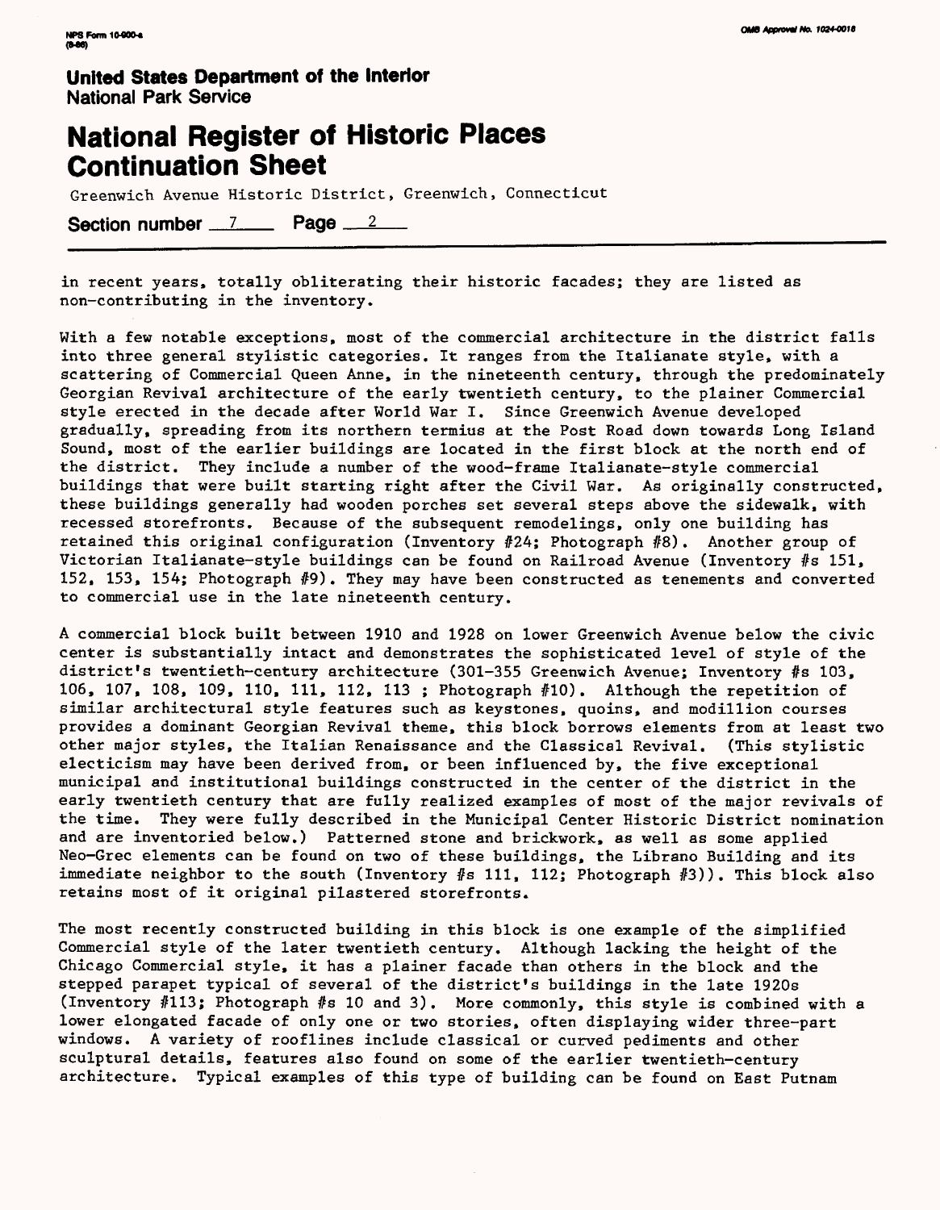in recent years, totally obliterating their historic facades; they are listed as non-contributing in the inventory.

With a few notable exceptions, most of the commercial architecture in the district falls into three general stylistic categories. It ranges from the Italianate style, with a scattering of Commercial Queen Anne, in the nineteenth century, through the predominately Georgian Revival architecture of the early twentieth century, to the plainer Commercial style erected in the decade after World War I. Since Greenwich Avenue developed gradually, spreading from its northern termius at the Post Road down towards Long Island Sound, most of the earlier buildings are located in the first block at the north end of the district. They include a number of the wood-frame Italianate-style commercial buildings that were built starting right after the Civil War. As originally constructed, these buildings generally had wooden porches set several steps above the sidewalk, with recessed storefronts. Because of the subsequent remodelings, only one building has retained this original configuration (Inventory #24; Photograph #8). Another group of Victorian Italianate-style buildings can be found on Railroad Avenue (Inventory #s 151, 152, 153, 154; Photograph #9). They may have been constructed as tenements and converted to commercial use in the late nineteenth century.

A commercial block built between 1910 and 1928 on lower Greenwich Avenue below the civic center is substantially intact and demonstrates the sophisticated level of style of the district's twentieth-century architecture (301-355 Greenwich Avenue; Inventory #s 103, 106, 107, 108, 109, 110, 111, 112, 113 ; Photograph #10). Although the repetition of similar architectural style features such as keystones, quoins, and modillion courses provides a dominant Georgian Revival theme, this block borrows elements from at least two other major styles, the Italian Renaissance and the Classical Revival. (This stylistic electicism may have been derived from, or been influenced by, the five exceptional municipal and institutional buildings constructed in the center of the district in the early twentieth century that are fully realized examples of most of the major revivals of the time. They were fully described in the Municipal Center Historic District nomination and are inventoried below.) Patterned stone and brickwork, as well as some applied Neo-Grec elements can be found on two of these buildings, the Librano Building and its immediate neighbor to the south (Inventory #s 111, 112; Photograph #3)). This block also retains most of it original pilastered storefronts.

The most recently constructed building in this block is one example of the simplified Commercial style of the later twentieth century. Although lacking the height of the Chicago Commercial style, it has a plainer facade than others in the block and the stepped parapet typical of several of the district's buildings in the late 1920s (Inventory #113; Photograph #s 10 and 3). More commonly, this style is combined with a lower elongated facade of only one or two stories, often displaying wider three-part windows. A variety of rooflines include classical or curved pediments and other sculptural details, features also found on some of the earlier twentieth-century architecture. Typical examples of this type of building can be found on East Putnam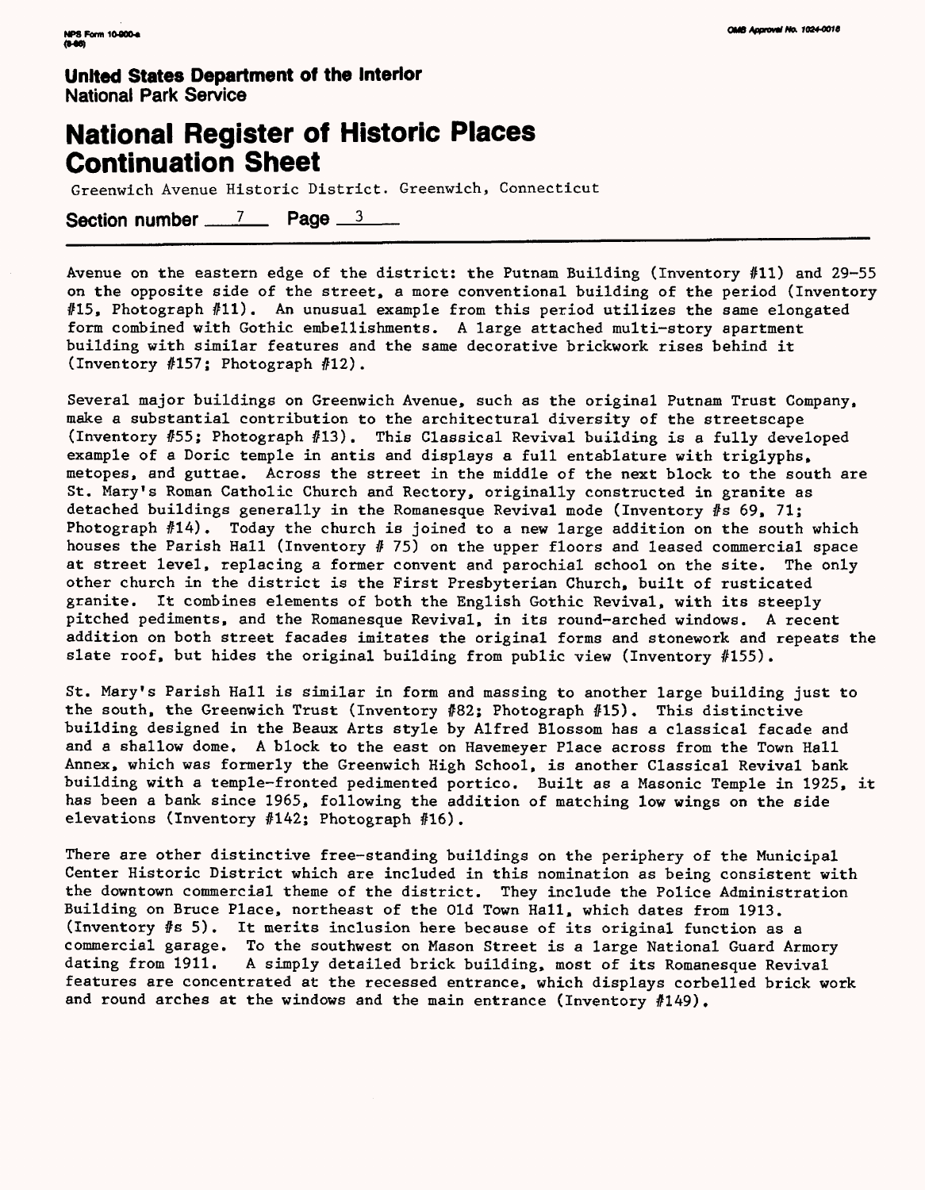Greenwich Avenue Historic District. Greenwich, Connecticut

Section number 7 Page 3

Avenue on the eastern edge of the district: the Putnam Building (Inventory #11) and 29-55 on the opposite side of the street, a more conventional building of the period (Inventory #15, Photograph #11). An unusual example from this period utilizes the same elongated form combined with Gothic embellishments. A large attached multi-story apartment building with similar features and the same decorative brickwork rises behind it (Inventory #157; Photograph #12).

Several major buildings on Greenwich Avenue, such as the original Putnam Trust Company, make a substantial contribution to the architectural diversity of the streetscape (Inventory #55; Photograph #13). This Classical Revival building is a fully developed example of a Doric temple in antis and displays a full entablature with triglyphs, metopes, and guttae. Across the street in the middle of the next block to the south are St. Mary's Roman Catholic Church and Rectory, originally constructed in granite as detached buildings generally in the Romanesque Revival mode (Inventory #s 69, 71; Photograph #14). Today the church is joined to a new large addition on the south which houses the Parish Hall (Inventory # 75) on the upper floors and leased commercial space at street level, replacing a former convent and parochial school on the site. The only other church in the district is the First Presbyterian Church, built of rusticated granite. It combines elements of both the English Gothic Revival, with its steeply pitched pediments, and the Romanesque Revival, in its round-arched windows. A recent addition on both street facades imitates the original forms and stonework and repeats the slate roof, but hides the original building from public view (Inventory #155).

St. Mary's Parish Hall is similar in form and massing to another large building just to the south, the Greenwich Trust (Inventory #82; Photograph #15). This distinctive building designed in the Beaux Arts style by Alfred Blossom has a classical facade and and a shallow dome. A block to the east on Havemeyer Place across from the Town Hall Annex, which was formerly the Greenwich High School, is another Classical Revival bank building with a temple-fronted pedimented portico. Built as a Masonic Temple in 1925, it has been a bank since 1965, following the addition of matching low wings on the side elevations (Inventory #142; Photograph #16).

There are other distinctive free-standing buildings on the periphery of the Municipal Center Historic District which are included in this nomination as being consistent with the downtown commercial theme of the district. They include the Police Administration Building on Bruce Place, northeast of the Old Town Hall, which dates from 1913. (Inventory #s 5). It merits inclusion here because of its original function as a commercial garage. To the southwest on Mason Street is a large National Guard Armory dating from 1911. A simply detailed brick building, most of its Romanesque Revival features are concentrated at the recessed entrance, which displays corbelled brick work and round arches at the windows and the main entrance (Inventory #149).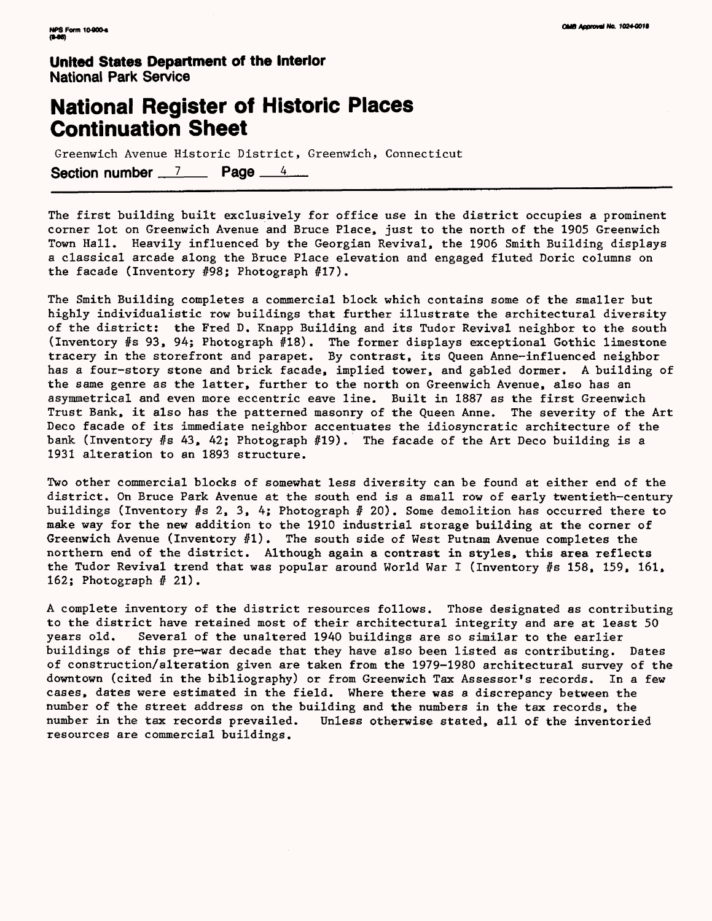The first building built exclusively for office use in the district occupies a prominent corner lot on Greenwich Avenue and Bruce Place, just to the north of the 1905 Greenwich Town Hall. Heavily influenced by the Georgian Revival, the 1906 Smith Building displays a classical arcade along the Bruce Place elevation and engaged fluted Doric columns on the facade (Inventory #98; Photograph #17).

The Smith Building completes a commercial block which contains some of the smaller but highly individualistic row buildings that further illustrate the architectural diversity of the district: the Fred D. Knapp Building and its Tudor Revival neighbor to the south (Inventory #s 93, 94; Photograph #18). The former displays exceptional Gothic limestone tracery in the storefront and parapet. By contrast, its Queen Anne-influenced neighbor has a four-story stone and brick facade, implied tower, and gabled dormer. A building of the same genre as the latter, further to the north on Greenwich Avenue, also has an asymmetrical and even more eccentric eave line. Built in 1887 as the first Greenwich Trust Bank, it also has the patterned masonry of the Queen Anne. The severity of the Art Deco facade of its immediate neighbor accentuates the idiosyncratic architecture of the bank (Inventory #s 43, 42; Photograph #19). The facade of the Art Deco building is a 1931 alteration to an 1893 structure.

Two other commercial blocks of somewhat less diversity can be found at either end of the district. On Bruce Park Avenue at the south end is a small row of early twentieth-century buildings (Inventory #s 2, 3, 4; Photograph # 20). Some demolition has occurred there to make way for the new addition to the 1910 industrial storage building at the corner of Greenwich Avenue (Inventory #1). The south side of West Putnam Avenue completes the northern end of the district. Although again a contrast in styles, this area reflects the Tudor Revival trend that was popular around World War I (Inventory #s 158, 159, 161, 162; Photograph # 21).

A complete inventory of the district resources follows. Those designated as contributing to the district have retained most of their architectural integrity and are at least 50 years old. Several of the unaltered 1940 buildings are so similar to the earlier buildings of this pre-war decade that they have also been listed as contributing. Dates of construction/alteration given are taken from the 1979-1980 architectural survey of the downtown (cited in the bibliography) or from Greenwich Tax Assessor's records. In a few cases, dates were estimated in the field. Where there was a discrepancy between the number of the street address on the building and the numbers in the tax records, the number in the tax records prevailed. Unless otherwise stated, all of the inventoried resources are commercial buildings.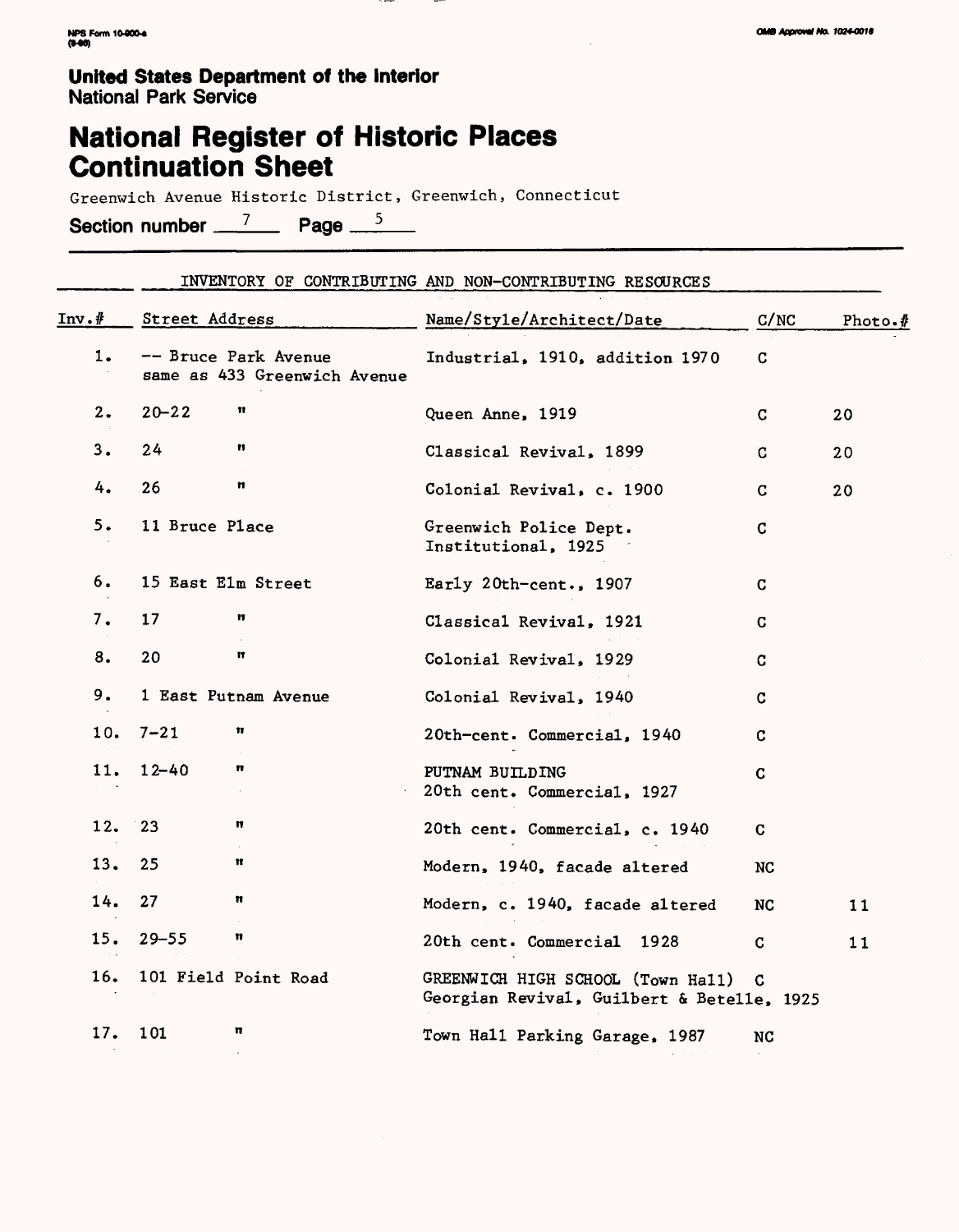United States Department of the Interior
National Park Service

# National Register of Historic Places Continuation Sheet

Greenwich Avenue Historic District, Greenwich, Connecticut

Section number 7 Page 5

INVENTORY OF CONTRIBUTING AND NON-CONTRIBUTING RESOURCES

| Inv.# | Street Address | Name/Style/Architect/Date | C/NC | Photo.# |
|---|---|---|---|---|
| 1. | -- Bruce Park Avenue same as 433 Greenwich Avenue | Industrial, 1910, addition 1970 | C | |
| 2. | 20-22 " | Queen Anne, 1919 | C | 20 |
| 3. | 24 " | Classical Revival, 1899 | C | 20 |
| 4. | 26 " | Colonial Revival, c. 1900 | C | 20 |
| 5. | 11 Bruce Place | Greenwich Police Dept. Institutional, 1925 | C | |
| 6. | 15 East Elm Street | Early 20th-cent., 1907 | C | |
| 7. | 17 " | Classical Revival, 1921 | C | |
| 8. | 20 " | Colonial Revival, 1929 | C | |
| 9. | 1 East Putnam Avenue | Colonial Revival, 1940 | C | |
| 10. | 7-21 " | 20th-cent. Commercial, 1940 | C | |
| 11. | 12-40 " | PUTNAM BUILDING 20th cent. Commercial, 1927 | C | |
| 12. | 23 " | 20th cent. Commercial, c. 1940 | C | |
| 13. | 25 " | Modern, 1940, facade altered | NC | |
| 14. | 27 " | Modern, c. 1940, facade altered | NC | 11 |
| 15. | 29-55 " | 20th cent. Commercial 1928 | C | 11 |
| 16. | 101 Field Point Road | GREENWICH HIGH SCHOOL (Town Hall) Georgian Revival, Guilbert & Betelle, 1925 | C | |
| 17. | 101 " | Town Hall Parking Garage, 1987 | NC | |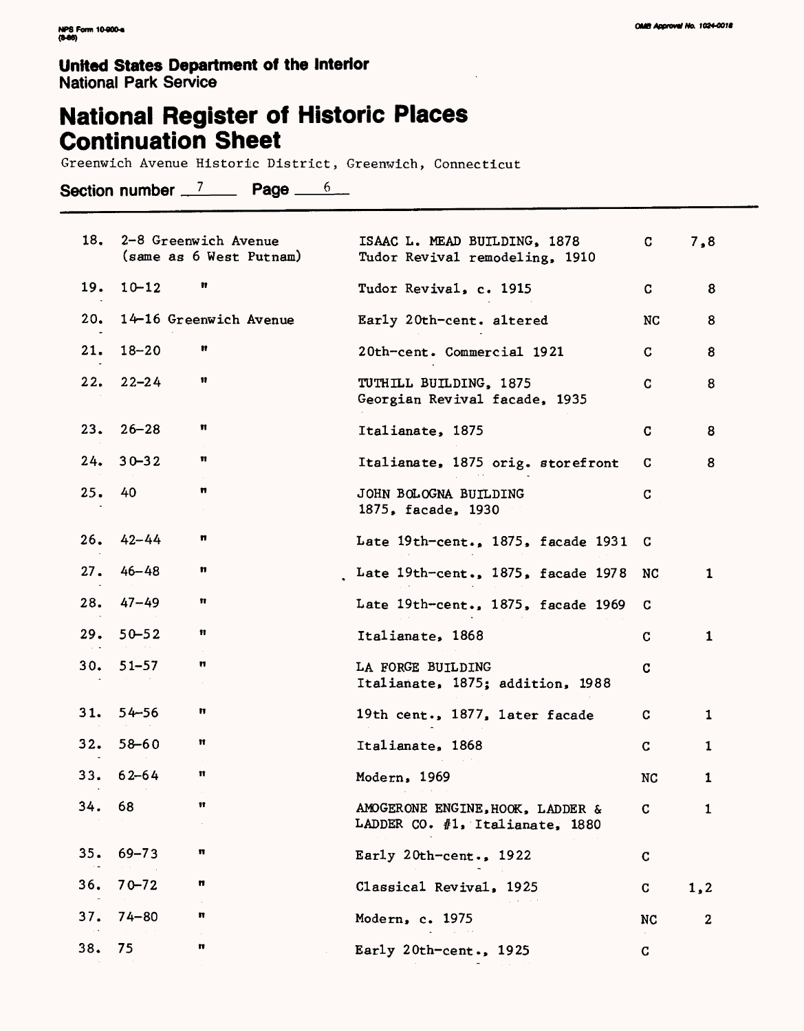NPS Form 10-900-a
(8-86)

OMB Approval No. 1024-0018

**United States Department of the Interior**
National Park Service

# National Register of Historic Places Continuation Sheet

Greenwich Avenue Historic District, Greenwich, Connecticut

**Section number** 7 **Page** 6

| | | | | |
|---|---|---|---|---|
| 18. | 2-8 Greenwich Avenue (same as 6 West Putnam) | ISAAC L. MEAD BUILDING, 1878 Tudor Revival remodeling, 1910 | C | 7,8 |
| 19. | 10-12 " | Tudor Revival, c. 1915 | C | 8 |
| 20. | 14-16 Greenwich Avenue | Early 20th-cent. altered | NC | 8 |
| 21. | 18-20 " | 20th-cent. Commercial 1921 | C | 8 |
| 22. | 22-24 " | TUTHILL BUILDING, 1875 Georgian Revival facade, 1935 | C | 8 |
| 23. | 26-28 " | Italianate, 1875 | C | 8 |
| 24. | 30-32 " | Italianate, 1875 orig. storefront | C | 8 |
| 25. | 40 " | JOHN BOLOGNA BUILDING 1875, facade, 1930 | C | |
| 26. | 42-44 " | Late 19th-cent., 1875, facade 1931 | C | |
| 27. | 46-48 " | Late 19th-cent., 1875, facade 1978 | NC | 1 |
| 28. | 47-49 " | Late 19th-cent., 1875, facade 1969 | C | |
| 29. | 50-52 " | Italianate, 1868 | C | 1 |
| 30. | 51-57 " | LA FORGE BUILDING Italianate, 1875; addition, 1988 | C | |
| 31. | 54-56 " | 19th cent., 1877, later facade | C | 1 |
| 32. | 58-60 " | Italianate, 1868 | C | 1 |
| 33. | 62-64 " | Modern, 1969 | NC | 1 |
| 34. | 68 " | AMOGERONE ENGINE,HOOK, LADDER & LADDER CO. #1, Italianate, 1880 | C | 1 |
| 35. | 69-73 " | Early 20th-cent., 1922 | C | |
| 36. | 70-72 " | Classical Revival, 1925 | C | 1,2 |
| 37. | 74-80 " | Modern, c. 1975 | NC | 2 |
| 38. | 75 " | Early 20th-cent., 1925 | C | |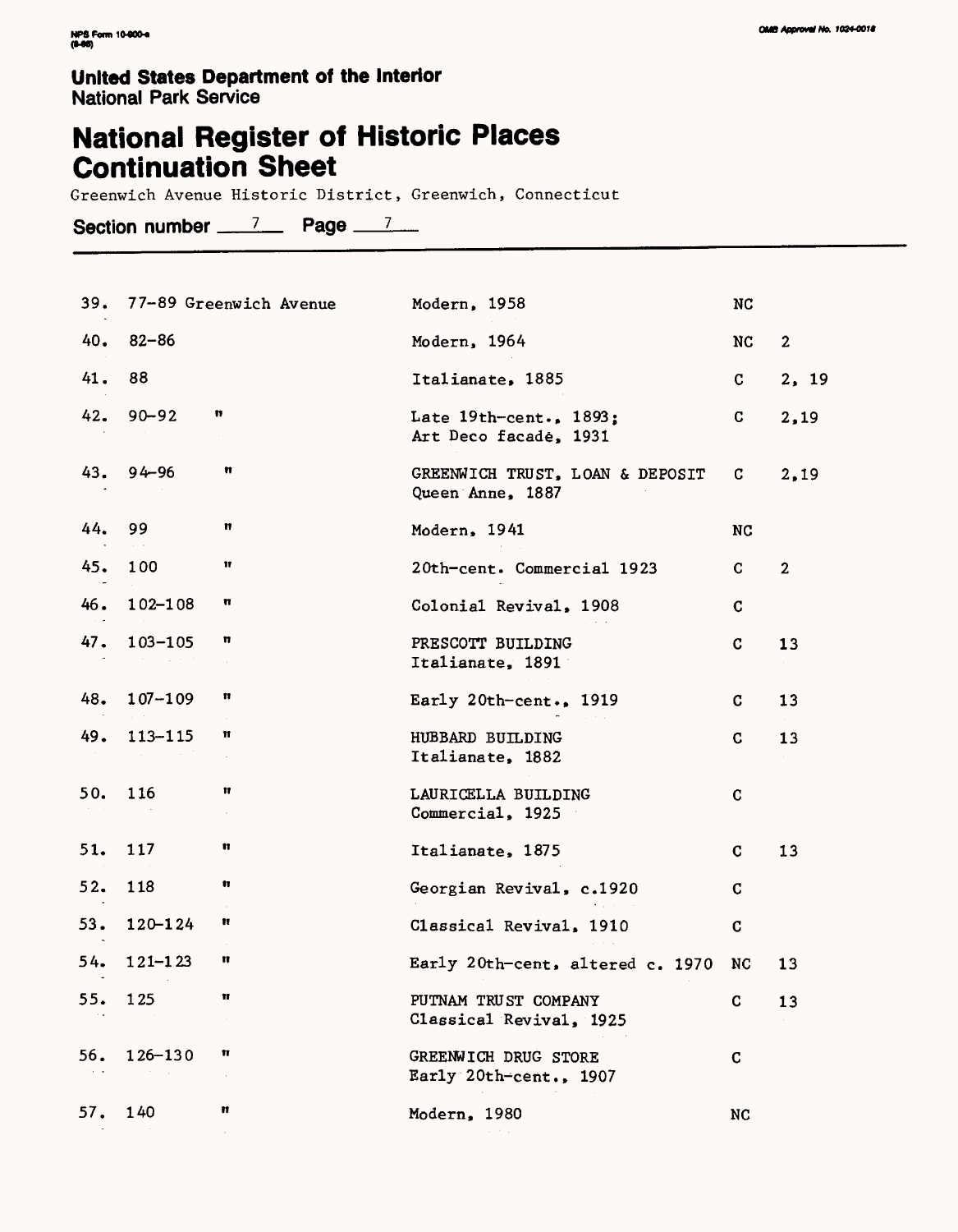United States Department of the Interior
National Park Service

# National Register of Historic Places Continuation Sheet

Greenwich Avenue Historic District, Greenwich, Connecticut

**Section number** 7 **Page** 7

| | | | | |
|---|---|---|---|---|
| 39. | 77-89 Greenwich Avenue | Modern, 1958 | NC | |
| 40. | 82-86 | Modern, 1964 | NC | 2 |
| 41. | 88 | Italianate, 1885 | C | 2, 19 |
| 42. | 90-92 " | Late 19th-cent., 1893; Art Deco facadé, 1931 | C | 2,19 |
| 43. | 94-96 " | GREENWICH TRUST, LOAN & DEPOSIT Queen Anne, 1887 | C | 2,19 |
| 44. | 99 " | Modern, 1941 | NC | |
| 45. | 100 " | 20th-cent. Commercial 1923 | C | 2 |
| 46. | 102-108 " | Colonial Revival, 1908 | C | |
| 47. | 103-105 " | PRESCOTT BUILDING Italianate, 1891 | C | 13 |
| 48. | 107-109 " | Early 20th-cent., 1919 | C | 13 |
| 49. | 113-115 " | HUBBARD BUILDING Italianate, 1882 | C | 13 |
| 50. | 116 " | LAURICELLA BUILDING Commercial, 1925 | C | |
| 51. | 117 " | Italianate, 1875 | C | 13 |
| 52. | 118 " | Georgian Revival, c.1920 | C | |
| 53. | 120-124 " | Classical Revival, 1910 | C | |
| 54. | 121-123 " | Early 20th-cent, altered c. 1970 | NC | 13 |
| 55. | 125 " | PUTNAM TRUST COMPANY Classical Revival, 1925 | C | 13 |
| 56. | 126-130 " | GREENWICH DRUG STORE Early 20th-cent., 1907 | C | |
| 57. | 140 " | Modern, 1980 | NC | |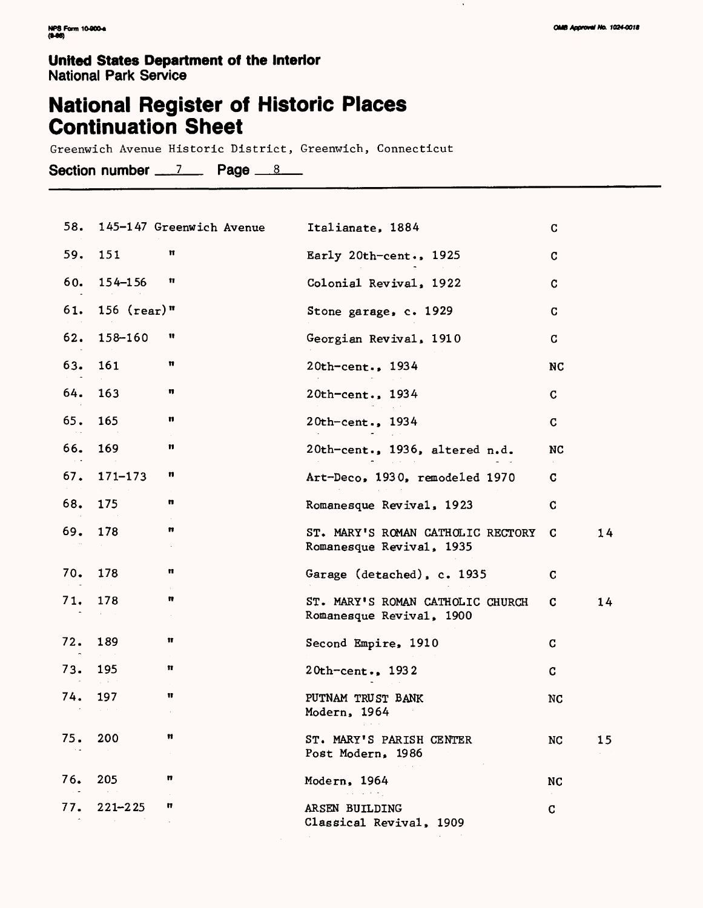**United States Department of the Interior**
National Park Service

# National Register of Historic Places Continuation Sheet

Greenwich Avenue Historic District, Greenwich, Connecticut

**Section number** 7 **Page** 8

| No. | Address | | Description | Status | Photo |
|---|---|---|---|---|---|
| 58. | 145-147 Greenwich Avenue | | Italianate, 1884 | C | |
| 59. | 151 | " | Early 20th-cent., 1925 | C | |
| 60. | 154-156 | " | Colonial Revival, 1922 | C | |
| 61. | 156 (rear) | " | Stone garage, c. 1929 | C | |
| 62. | 158-160 | " | Georgian Revival, 1910 | C | |
| 63. | 161 | " | 20th-cent., 1934 | NC | |
| 64. | 163 | " | 20th-cent., 1934 | C | |
| 65. | 165 | " | 20th-cent., 1934 | C | |
| 66. | 169 | " | 20th-cent., 1936, altered n.d. | NC | |
| 67. | 171-173 | " | Art-Deco, 1930, remodeled 1970 | C | |
| 68. | 175 | " | Romanesque Revival, 1923 | C | |
| 69. | 178 | " | ST. MARY'S ROMAN CATHOLIC RECTORY Romanesque Revival, 1935 | C | 14 |
| 70. | 178 | " | Garage (detached), c. 1935 | C | |
| 71. | 178 | " | ST. MARY'S ROMAN CATHOLIC CHURCH Romanesque Revival, 1900 | C | 14 |
| 72. | 189 | " | Second Empire, 1910 | C | |
| 73. | 195 | " | 20th-cent., 1932 | C | |
| 74. | 197 | " | PUTNAM TRUST BANK Modern, 1964 | NC | |
| 75. | 200 | " | ST. MARY'S PARISH CENTER Post Modern, 1986 | NC | 15 |
| 76. | 205 | " | Modern, 1964 | NC | |
| 77. | 221-225 | " | ARSEN BUILDING Classical Revival, 1909 | C | |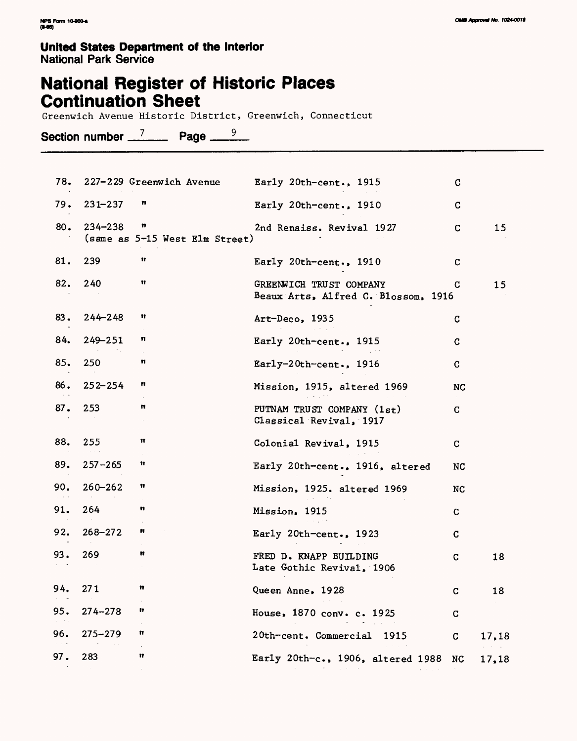**United States Department of the Interior**
National Park Service

# National Register of Historic Places Continuation Sheet

Greenwich Avenue Historic District, Greenwich, Connecticut

**Section number** 7 **Page** 9

| | | | | |
|---|---|---|---|---|
| 78. | 227-229 Greenwich Avenue | Early 20th-cent., 1915 | C | |
| 79. | 231-237 " | Early 20th-cent., 1910 | C | |
| 80. | 234-238 " (same as 5-15 West Elm Street) | 2nd Renaiss. Revival 1927 | C | 15 |
| 81. | 239 " | Early 20th-cent., 1910 | C | |
| 82. | 240 " | GREENWICH TRUST COMPANY Beaux Arts, Alfred C. Blossom, 1916 | C | 15 |
| 83. | 244-248 " | Art-Deco, 1935 | C | |
| 84. | 249-251 " | Early 20th-cent., 1915 | C | |
| 85. | 250 " | Early-20th-cent., 1916 | C | |
| 86. | 252-254 " | Mission, 1915, altered 1969 | NC | |
| 87. | 253 " | PUTNAM TRUST COMPANY (1st) Classical Revival, 1917 | C | |
| 88. | 255 " | Colonial Revival, 1915 | C | |
| 89. | 257-265 " | Early 20th-cent., 1916, altered | NC | |
| 90. | 260-262 " | Mission, 1925. altered 1969 | NC | |
| 91. | 264 " | Mission, 1915 | C | |
| 92. | 268-272 " | Early 20th-cent., 1923 | C | |
| 93. | 269 " | FRED D. KNAPP BUILDING Late Gothic Revival, 1906 | C | 18 |
| 94. | 271 " | Queen Anne, 1928 | C | 18 |
| 95. | 274-278 " | House, 1870 conv. c. 1925 | C | |
| 96. | 275-279 " | 20th-cent. Commercial 1915 | C | 17,18 |
| 97. | 283 " | Early 20th-c., 1906, altered 1988 | NC | 17,18 |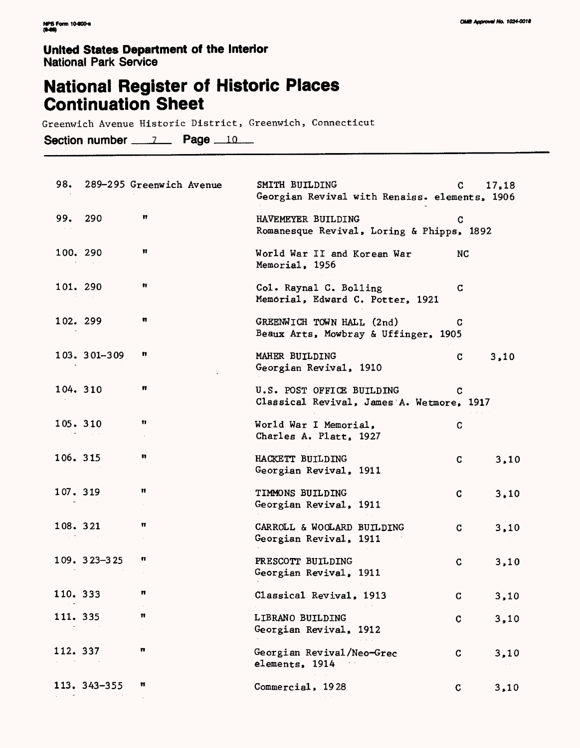United States Department of the Interior
National Park Service

# National Register of Historic Places Continuation Sheet

Greenwich Avenue Historic District, Greenwich, Connecticut

Section number 7 Page 10

| No. | Address | Description | Status | Photos |
|---|---|---|---|---|
| 98. | 289-295 Greenwich Avenue | SMITH BUILDING<br>Georgian Revival with Renaiss. elements, 1906 | C | 17,18 |
| 99. | 290 " | HAVEMEYER BUILDING<br>Romanesque Revival, Loring & Phipps, 1892 | C | |
| 100. | 290 " | World War II and Korean War Memorial, 1956 | NC | |
| 101. | 290 " | Col. Raynal C. Bolling Memorial, Edward C. Potter, 1921 | C | |
| 102. | 299 " | GREENWICH TOWN HALL (2nd)<br>Beaux Arts, Mowbray & Uffinger, 1905 | C | |
| 103. | 301-309 " | MAHER BUILDING<br>Georgian Revival, 1910 | C | 3,10 |
| 104. | 310 " | U.S. POST OFFICE BUILDING<br>Classical Revival, James A. Wetmore, 1917 | C | |
| 105. | 310 " | World War I Memorial, Charles A. Platt, 1927 | C | |
| 106. | 315 " | HACKETT BUILDING<br>Georgian Revival, 1911 | C | 3,10 |
| 107. | 319 " | TIMMONS BUILDING<br>Georgian Revival, 1911 | C | 3,10 |
| 108. | 321 " | CARROLL & WOOLARD BUILDING<br>Georgian Revival, 1911 | C | 3,10 |
| 109. | 323-325 " | PRESCOTT BUILDING<br>Georgian Revival, 1911 | C | 3,10 |
| 110. | 333 " | Classical Revival, 1913 | C | 3,10 |
| 111. | 335 " | LIBRANO BUILDING<br>Georgian Revival, 1912 | C | 3,10 |
| 112. | 337 " | Georgian Revival/Neo-Grec elements, 1914 | C | 3,10 |
| 113. | 343-355 " | Commercial, 1928 | C | 3,10 |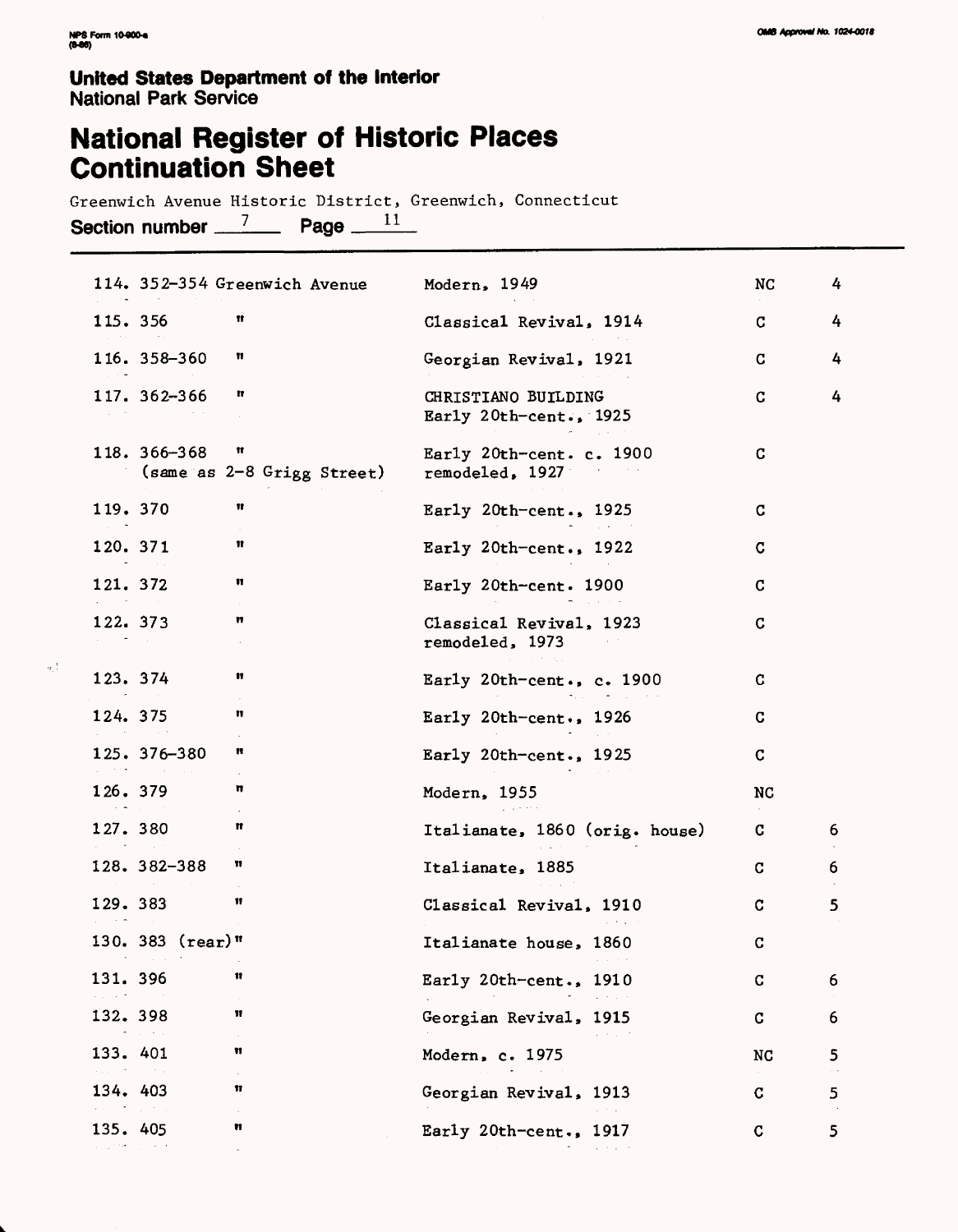NPS Form 10-900-a
(8-86)

OMB Approval No. 1024-0018

**United States Department of the Interior**
National Park Service

# National Register of Historic Places Continuation Sheet

Greenwich Avenue Historic District, Greenwich, Connecticut

**Section number** 7 **Page** 11

| | | | |
|---|---|---|---|
| 114. 352-354 Greenwich Avenue | Modern, 1949 | NC | 4 |
| 115. 356 " | Classical Revival, 1914 | C | 4 |
| 116. 358-360 " | Georgian Revival, 1921 | C | 4 |
| 117. 362-366 " | CHRISTIANO BUILDING<br>Early 20th-cent., 1925 | C | 4 |
| 118. 366-368 "<br>(same as 2-8 Grigg Street) | Early 20th-cent. c. 1900<br>remodeled, 1927 | C | |
| 119. 370 " | Early 20th-cent., 1925 | C | |
| 120. 371 " | Early 20th-cent., 1922 | C | |
| 121. 372 " | Early 20th-cent. 1900 | C | |
| 122. 373 " | Classical Revival, 1923<br>remodeled, 1973 | C | |
| 123. 374 " | Early 20th-cent., c. 1900 | C | |
| 124. 375 " | Early 20th-cent., 1926 | C | |
| 125. 376-380 " | Early 20th-cent., 1925 | C | |
| 126. 379 " | Modern, 1955 | NC | |
| 127. 380 " | Italianate, 1860 (orig. house) | C | 6 |
| 128. 382-388 " | Italianate, 1885 | C | 6 |
| 129. 383 " | Classical Revival, 1910 | C | 5 |
| 130. 383 (rear) " | Italianate house, 1860 | C | |
| 131. 396 " | Early 20th-cent., 1910 | C | 6 |
| 132. 398 " | Georgian Revival, 1915 | C | 6 |
| 133. 401 " | Modern, c. 1975 | NC | 5 |
| 134. 403 " | Georgian Revival, 1913 | C | 5 |
| 135. 405 " | Early 20th-cent., 1917 | C | 5 |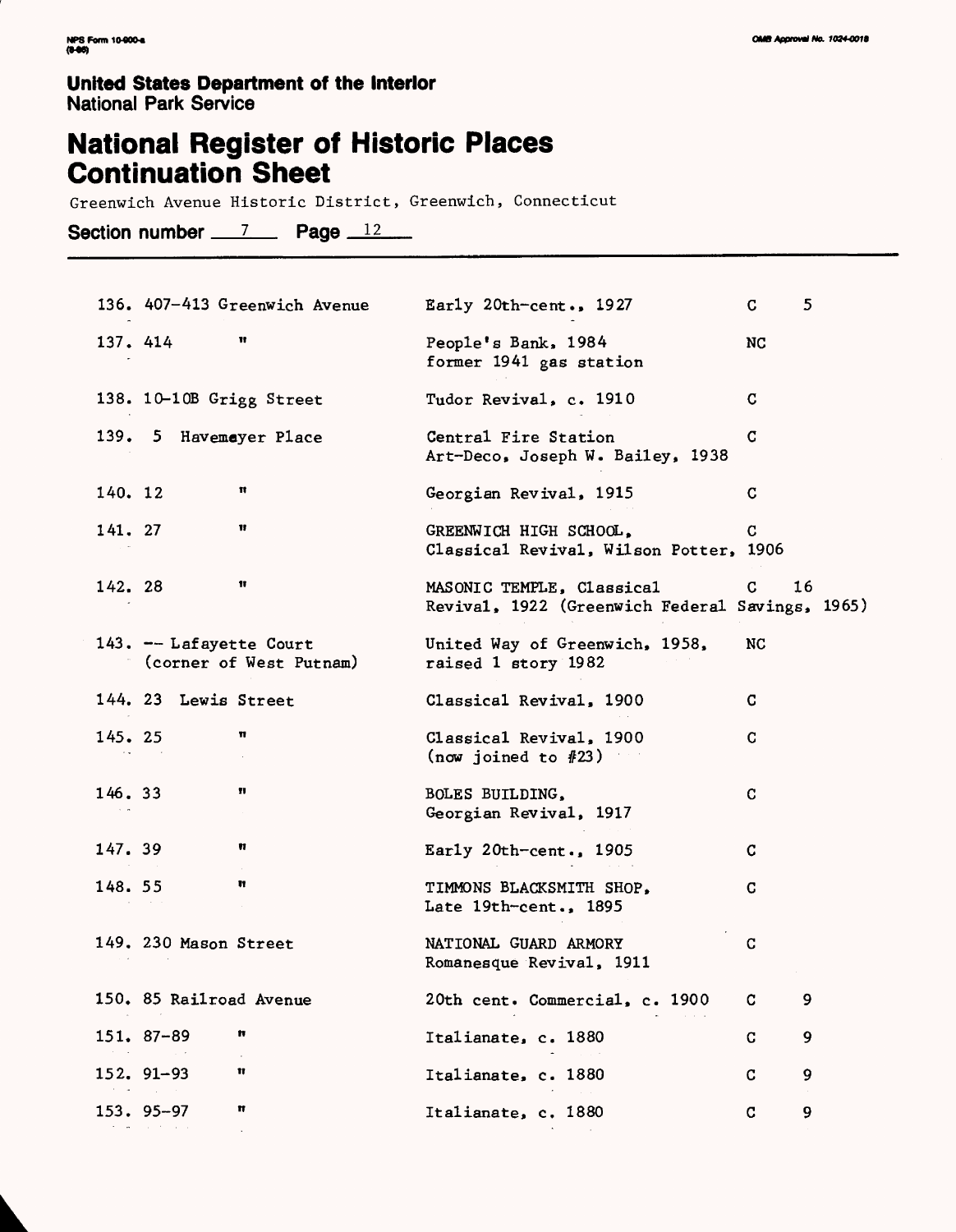**United States Department of the Interior**
National Park Service

# National Register of Historic Places Continuation Sheet

Greenwich Avenue Historic District, Greenwich, Connecticut

**Section number** 7 **Page** 12

| | | | |
|---|---|---|---|
| 136. 407-413 Greenwich Avenue | Early 20th-cent., 1927 | C | 5 |
| 137. 414 " | People's Bank, 1984 former 1941 gas station | NC | |
| 138. 10-10B Grigg Street | Tudor Revival, c. 1910 | C | |
| 139. 5 Havemeyer Place | Central Fire Station Art-Deco, Joseph W. Bailey, 1938 | C | |
| 140. 12 " | Georgian Revival, 1915 | C | |
| 141. 27 " | GREENWICH HIGH SCHOOL, Classical Revival, Wilson Potter, 1906 | C | |
| 142. 28 " | MASONIC TEMPLE, Classical Revival, 1922 (Greenwich Federal Savings, 1965) | C | 16 |
| 143. -- Lafayette Court (corner of West Putnam) | United Way of Greenwich, 1958, raised 1 story 1982 | NC | |
| 144. 23 Lewis Street | Classical Revival, 1900 | C | |
| 145. 25 " | Classical Revival, 1900 (now joined to #23) | C | |
| 146. 33 " | BOLES BUILDING, Georgian Revival, 1917 | C | |
| 147. 39 " | Early 20th-cent., 1905 | C | |
| 148. 55 " | TIMMONS BLACKSMITH SHOP, Late 19th-cent., 1895 | C | |
| 149. 230 Mason Street | NATIONAL GUARD ARMORY Romanesque Revival, 1911 | C | |
| 150. 85 Railroad Avenue | 20th cent. Commercial, c. 1900 | C | 9 |
| 151. 87-89 " | Italianate, c. 1880 | C | 9 |
| 152. 91-93 " | Italianate, c. 1880 | C | 9 |
| 153. 95-97 " | Italianate, c. 1880 | C | 9 |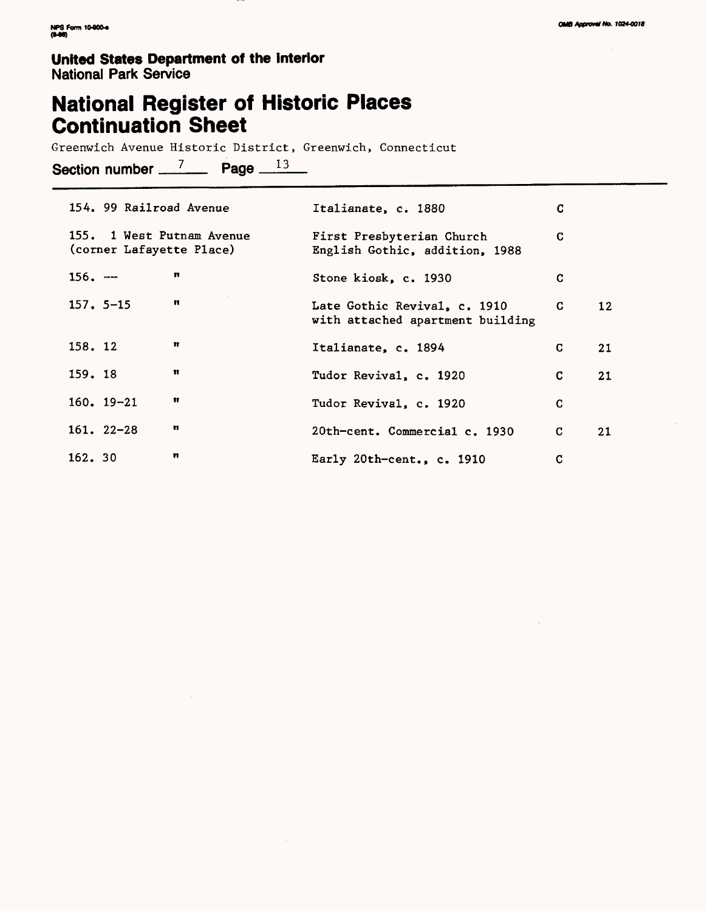NPS Form 10-900-a
(8-86)

OMB Approval No. 1024-0018

**United States Department of the Interior**
National Park Service

# National Register of Historic Places Continuation Sheet

Greenwich Avenue Historic District, Greenwich, Connecticut

**Section number** 7 **Page** 13

| | | | |
|---|---|---|---|
| 154. 99 Railroad Avenue | Italianate, c. 1880 | C | |
| 155. 1 West Putnam Avenue (corner Lafayette Place) | First Presbyterian Church English Gothic, addition, 1988 | C | |
| 156. -- " | Stone kiosk, c. 1930 | C | |
| 157. 5-15 " | Late Gothic Revival, c. 1910 with attached apartment building | C | 12 |
| 158. 12 " | Italianate, c. 1894 | C | 21 |
| 159. 18 " | Tudor Revival, c. 1920 | C | 21 |
| 160. 19-21 " | Tudor Revival, c. 1920 | C | |
| 161. 22-28 " | 20th-cent. Commercial c. 1930 | C | 21 |
| 162. 30 " | Early 20th-cent., c. 1910 | C | |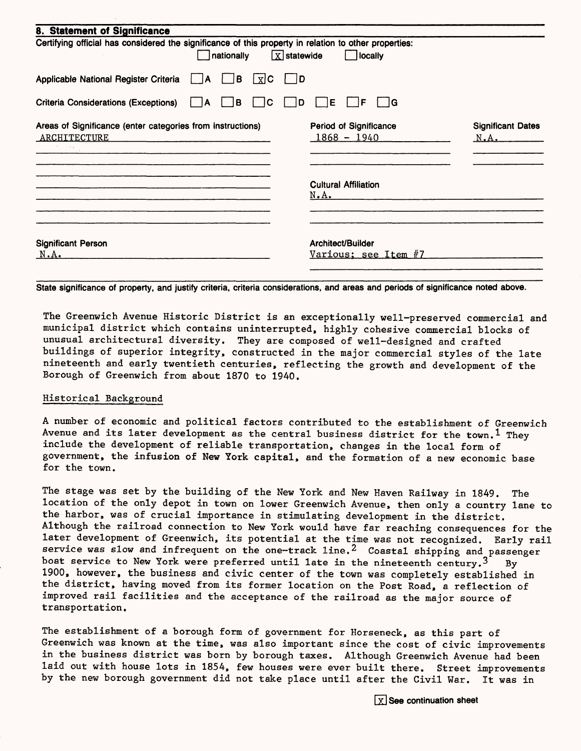## 8. Statement of Significance

Certifying official has considered the significance of this property in relation to other properties:

☐ nationally ☒ statewide ☐ locally

Applicable National Register Criteria ☐ A ☐ B ☒ C ☐ D

Criteria Considerations (Exceptions) ☐ A ☐ B ☐ C ☐ D ☐ E ☐ F ☐ G

| Areas of Significance (enter categories from instructions) | Period of Significance | Significant Dates |
|---|---|---|
| ARCHITECTURE | 1868 - 1940 | N.A. |

Cultural Affiliation
N.A.

| Significant Person | Architect/Builder |
|---|---|
| N.A. | Various; see Item #7 |

State significance of property, and justify criteria, criteria considerations, and areas and periods of significance noted above.

The Greenwich Avenue Historic District is an exceptionally well-preserved commercial and municipal district which contains uninterrupted, highly cohesive commercial blocks of unusual architectural diversity. They are composed of well-designed and crafted buildings of superior integrity, constructed in the major commercial styles of the late nineteenth and early twentieth centuries, reflecting the growth and development of the Borough of Greenwich from about 1870 to 1940.

### Historical Background

A number of economic and political factors contributed to the establishment of Greenwich Avenue and its later development as the central business district for the town.[1] They include the development of reliable transportation, changes in the local form of government, the infusion of New York capital, and the formation of a new economic base for the town.

The stage was set by the building of the New York and New Haven Railway in 1849. The location of the only depot in town on lower Greenwich Avenue, then only a country lane to the harbor, was of crucial importance in stimulating development in the district. Although the railroad connection to New York would have far reaching consequences for the later development of Greenwich, its potential at the time was not recognized. Early rail service was slow and infrequent on the one-track line.[2] Coastal shipping and passenger boat service to New York were preferred until late in the nineteenth century.[3] By 1900, however, the business and civic center of the town was completely established in the district, having moved from its former location on the Post Road, a reflection of improved rail facilities and the acceptance of the railroad as the major source of transportation.

The establishment of a borough form of government for Horseneck, as this part of Greenwich was known at the time, was also important since the cost of civic improvements in the business district was born by borough taxes. Although Greenwich Avenue had been laid out with house lots in 1854, few houses were ever built there. Street improvements by the new borough government did not take place until after the Civil War. It was in

☒ See continuation sheet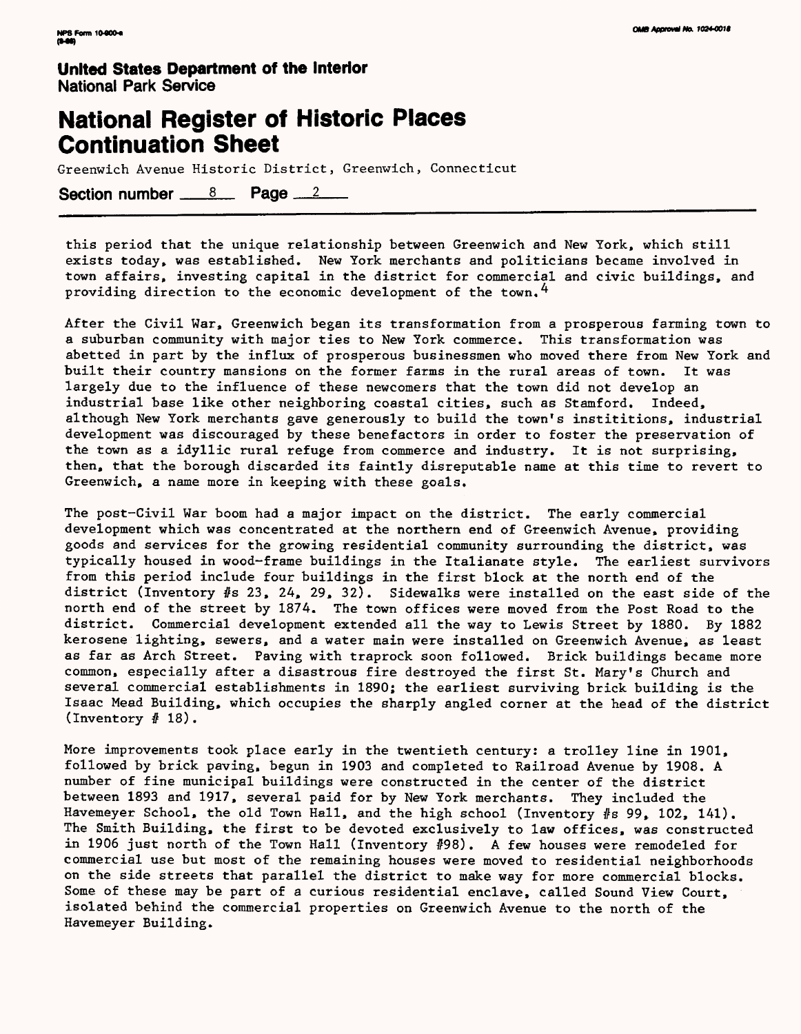this period that the unique relationship between Greenwich and New York, which still exists today, was established. New York merchants and politicians became involved in town affairs, investing capital in the district for commercial and civic buildings, and providing direction to the economic development of the town.[4]

After the Civil War, Greenwich began its transformation from a prosperous farming town to a suburban community with major ties to New York commerce. This transformation was abetted in part by the influx of prosperous businessmen who moved there from New York and built their country mansions on the former farms in the rural areas of town. It was largely due to the influence of these newcomers that the town did not develop an industrial base like other neighboring coastal cities, such as Stamford. Indeed, although New York merchants gave generously to build the town's institutions, industrial development was discouraged by these benefactors in order to foster the preservation of the town as a idyllic rural refuge from commerce and industry. It is not surprising, then, that the borough discarded its faintly disreputable name at this time to revert to Greenwich, a name more in keeping with these goals.

The post-Civil War boom had a major impact on the district. The early commercial development which was concentrated at the northern end of Greenwich Avenue, providing goods and services for the growing residential community surrounding the district, was typically housed in wood-frame buildings in the Italianate style. The earliest survivors from this period include four buildings in the first block at the north end of the district (Inventory #s 23, 24, 29, 32). Sidewalks were installed on the east side of the north end of the street by 1874. The town offices were moved from the Post Road to the district. Commercial development extended all the way to Lewis Street by 1880. By 1882 kerosene lighting, sewers, and a water main were installed on Greenwich Avenue, as least as far as Arch Street. Paving with traprock soon followed. Brick buildings became more common, especially after a disastrous fire destroyed the first St. Mary's Church and several commercial establishments in 1890; the earliest surviving brick building is the Isaac Mead Building, which occupies the sharply angled corner at the head of the district (Inventory # 18).

More improvements took place early in the twentieth century: a trolley line in 1901, followed by brick paving, begun in 1903 and completed to Railroad Avenue by 1908. A number of fine municipal buildings were constructed in the center of the district between 1893 and 1917, several paid for by New York merchants. They included the Havemeyer School, the old Town Hall, and the high school (Inventory #s 99, 102, 141). The Smith Building, the first to be devoted exclusively to law offices, was constructed in 1906 just north of the Town Hall (Inventory #98). A few houses were remodeled for commercial use but most of the remaining houses were moved to residential neighborhoods on the side streets that parallel the district to make way for more commercial blocks. Some of these may be part of a curious residential enclave, called Sound View Court, isolated behind the commercial properties on Greenwich Avenue to the north of the Havemeyer Building.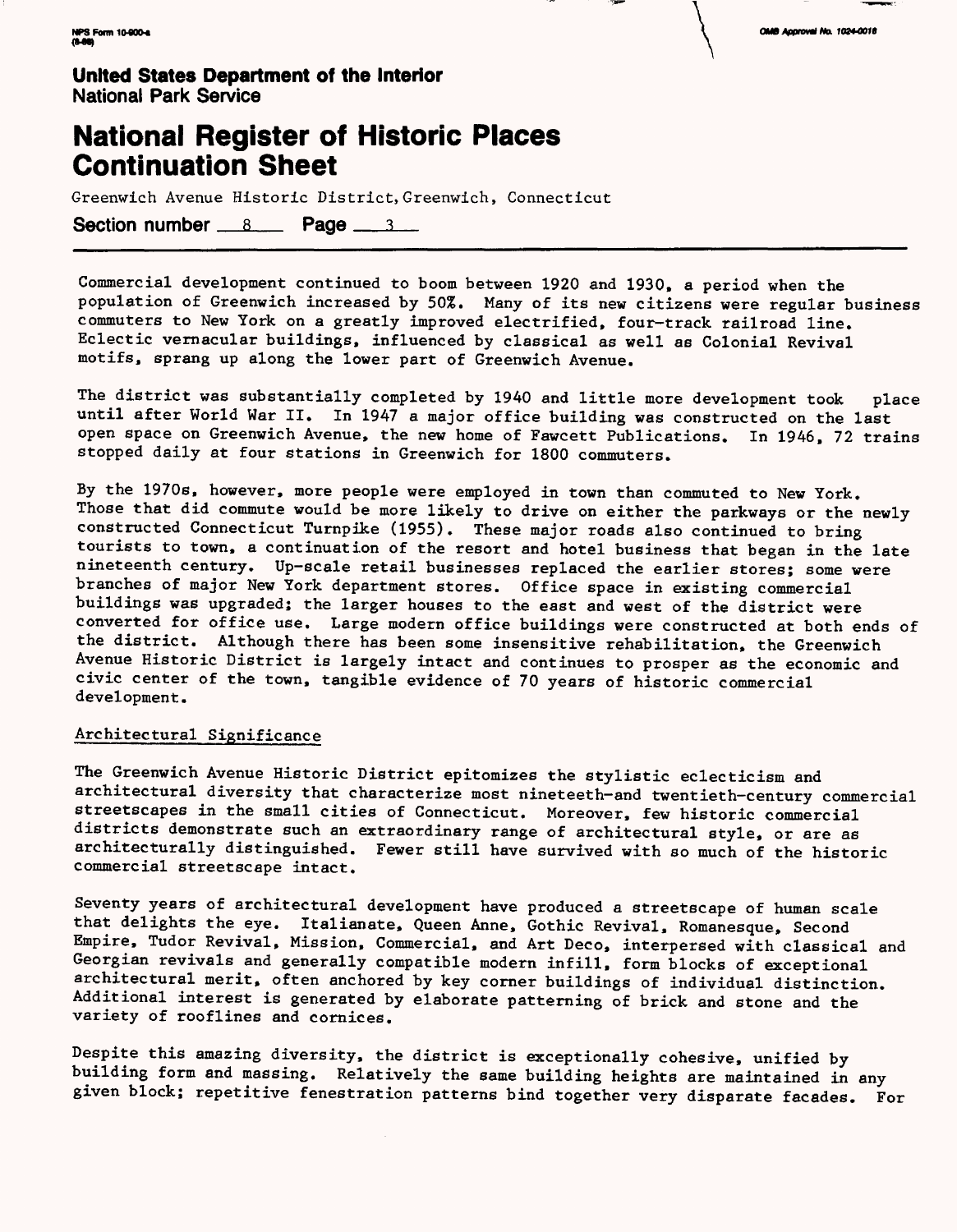Commercial development continued to boom between 1920 and 1930, a period when the population of Greenwich increased by 50%. Many of its new citizens were regular business commuters to New York on a greatly improved electrified, four-track railroad line. Eclectic vernacular buildings, influenced by classical as well as Colonial Revival motifs, sprang up along the lower part of Greenwich Avenue.

The district was substantially completed by 1940 and little more development took place until after World War II. In 1947 a major office building was constructed on the last open space on Greenwich Avenue, the new home of Fawcett Publications. In 1946, 72 trains stopped daily at four stations in Greenwich for 1800 commuters.

By the 1970s, however, more people were employed in town than commuted to New York. Those that did commute would be more likely to drive on either the parkways or the newly constructed Connecticut Turnpike (1955). These major roads also continued to bring tourists to town, a continuation of the resort and hotel business that began in the late nineteenth century. Up-scale retail businesses replaced the earlier stores; some were branches of major New York department stores. Office space in existing commercial buildings was upgraded; the larger houses to the east and west of the district were converted for office use. Large modern office buildings were constructed at both ends of the district. Although there has been some insensitive rehabilitation, the Greenwich Avenue Historic District is largely intact and continues to prosper as the economic and civic center of the town, tangible evidence of 70 years of historic commercial development.

## Architectural Significance

The Greenwich Avenue Historic District epitomizes the stylistic eclecticism and architectural diversity that characterize most nineteeth-and twentieth-century commercial streetscapes in the small cities of Connecticut. Moreover, few historic commercial districts demonstrate such an extraordinary range of architectural style, or are as architecturally distinguished. Fewer still have survived with so much of the historic commercial streetscape intact.

Seventy years of architectural development have produced a streetscape of human scale that delights the eye. Italianate, Queen Anne, Gothic Revival, Romanesque, Second Empire, Tudor Revival, Mission, Commercial, and Art Deco, interpersed with classical and Georgian revivals and generally compatible modern infill, form blocks of exceptional architectural merit, often anchored by key corner buildings of individual distinction. Additional interest is generated by elaborate patterning of brick and stone and the variety of rooflines and cornices.

Despite this amazing diversity, the district is exceptionally cohesive, unified by building form and massing. Relatively the same building heights are maintained in any given block; repetitive fenestration patterns bind together very disparate facades. For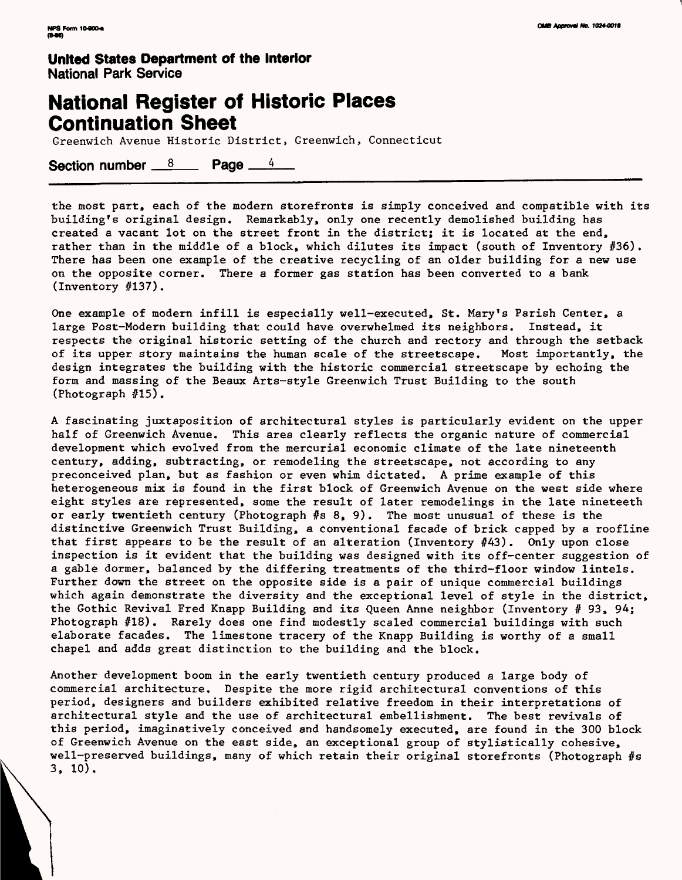**United States Department of the Interior**
National Park Service

# National Register of Historic Places Continuation Sheet

Greenwich Avenue Historic District, Greenwich, Connecticut

**Section number** 8 **Page** 4

the most part, each of the modern storefronts is simply conceived and compatible with its building's original design. Remarkably, only one recently demolished building has created a vacant lot on the street front in the district; it is located at the end, rather than in the middle of a block, which dilutes its impact (south of Inventory #36). There has been one example of the creative recycling of an older building for a new use on the opposite corner. There a former gas station has been converted to a bank (Inventory #137).

One example of modern infill is especially well-executed, St. Mary's Parish Center, a large Post-Modern building that could have overwhelmed its neighbors. Instead, it respects the original historic setting of the church and rectory and through the setback of its upper story maintains the human scale of the streetscape. Most importantly, the design integrates the building with the historic commercial streetscape by echoing the form and massing of the Beaux Arts-style Greenwich Trust Building to the south (Photograph #15).

A fascinating juxtaposition of architectural styles is particularly evident on the upper half of Greenwich Avenue. This area clearly reflects the organic nature of commercial development which evolved from the mercurial economic climate of the late nineteenth century, adding, subtracting, or remodeling the streetscape, not according to any preconceived plan, but as fashion or even whim dictated. A prime example of this heterogeneous mix is found in the first block of Greenwich Avenue on the west side where eight styles are represented, some the result of later remodelings in the late nineteeth or early twentieth century (Photograph #s 8, 9). The most unusual of these is the distinctive Greenwich Trust Building, a conventional facade of brick capped by a roofline that first appears to be the result of an alteration (Inventory #43). Only upon close inspection is it evident that the building was designed with its off-center suggestion of a gable dormer, balanced by the differing treatments of the third-floor window lintels. Further down the street on the opposite side is a pair of unique commercial buildings which again demonstrate the diversity and the exceptional level of style in the district, the Gothic Revival Fred Knapp Building and its Queen Anne neighbor (Inventory # 93, 94; Photograph #18). Rarely does one find modestly scaled commercial buildings with such elaborate facades. The limestone tracery of the Knapp Building is worthy of a small chapel and adds great distinction to the building and the block.

Another development boom in the early twentieth century produced a large body of commercial architecture. Despite the more rigid architectural conventions of this period, designers and builders exhibited relative freedom in their interpretations of architectural style and the use of architectural embellishment. The best revivals of this period, imaginatively conceived and handsomely executed, are found in the 300 block of Greenwich Avenue on the east side, an exceptional group of stylistically cohesive, well-preserved buildings, many of which retain their original storefronts (Photograph #s 3, 10).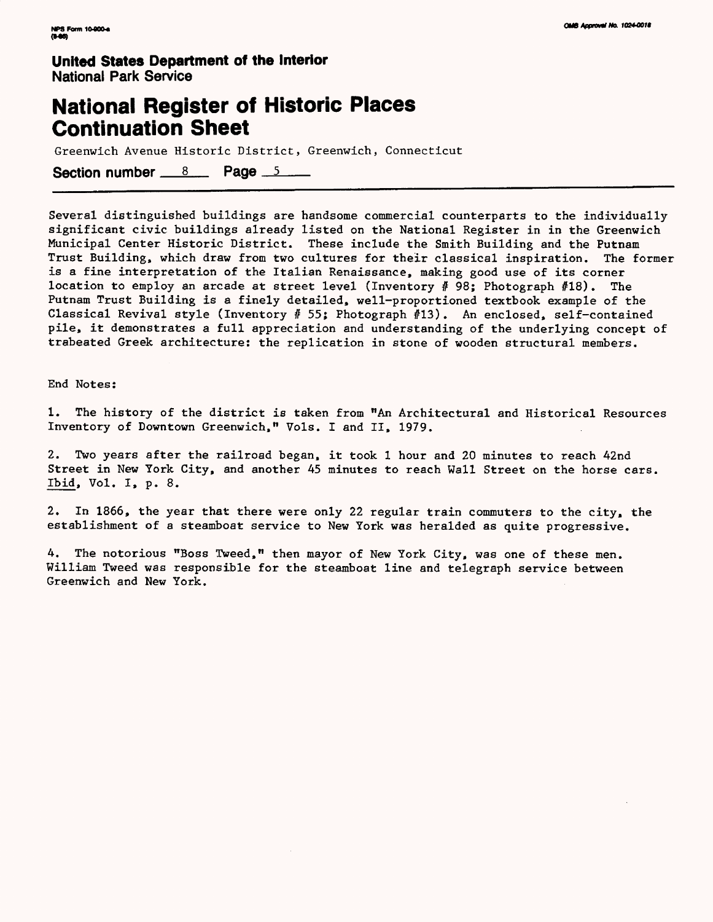**United States Department of the Interior**
National Park Service

# National Register of Historic Places Continuation Sheet

Greenwich Avenue Historic District, Greenwich, Connecticut

**Section number** 8 **Page** 5

Several distinguished buildings are handsome commercial counterparts to the individually significant civic buildings already listed on the National Register in in the Greenwich Municipal Center Historic District. These include the Smith Building and the Putnam Trust Building, which draw from two cultures for their classical inspiration. The former is a fine interpretation of the Italian Renaissance, making good use of its corner location to employ an arcade at street level (Inventory # 98; Photograph #18). The Putnam Trust Building is a finely detailed, well-proportioned textbook example of the Classical Revival style (Inventory # 55; Photograph #13). An enclosed, self-contained pile, it demonstrates a full appreciation and understanding of the underlying concept of trabeated Greek architecture: the replication in stone of wooden structural members.

End Notes:

1. The history of the district is taken from "An Architectural and Historical Resources Inventory of Downtown Greenwich," Vols. I and II, 1979.

2. Two years after the railroad began, it took 1 hour and 20 minutes to reach 42nd Street in New York City, and another 45 minutes to reach Wall Street on the horse cars. Ibid, Vol. I, p. 8.

2. In 1866, the year that there were only 22 regular train commuters to the city, the establishment of a steamboat service to New York was heralded as quite progressive.

4. The notorious "Boss Tweed," then mayor of New York City, was one of these men. William Tweed was responsible for the steamboat line and telegraph service between Greenwich and New York.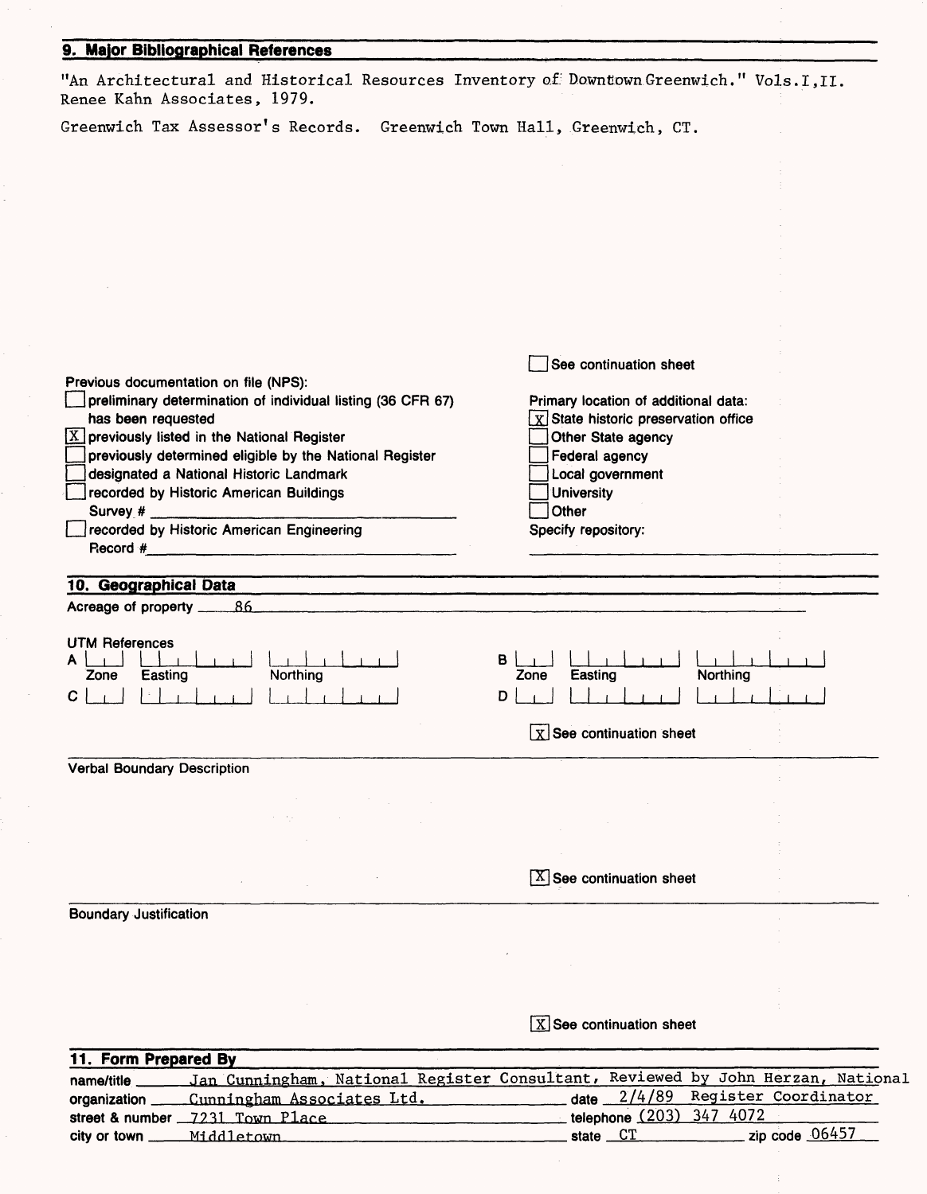## 9. Major Bibliographical References

"An Architectural and Historical Resources Inventory of Downtown Greenwich." Vols.I,II. Renee Kahn Associates, 1979.

Greenwich Tax Assessor's Records. Greenwich Town Hall, Greenwich, CT.

☐ See continuation sheet

Previous documentation on file (NPS):

- ☐ preliminary determination of individual listing (36 CFR 67) has been requested
- ☒ previously listed in the National Register
- ☐ previously determined eligible by the National Register
- ☐ designated a National Historic Landmark
- ☐ recorded by Historic American Buildings Survey # \_\_\_\_\_\_\_\_
- ☐ recorded by Historic American Engineering Record # \_\_\_\_\_\_\_\_

Primary location of additional data:

- ☒ State historic preservation office
- ☐ Other State agency
- ☐ Federal agency
- ☐ Local government
- ☐ University
- ☐ Other

Specify repository:

## 10. Geographical Data

Acreage of property 86

UTM References

| | Zone | Easting | Northing |
|---|---|---|---|
| A | | | |
| B | | | |
| C | | | |
| D | | | |

☒ See continuation sheet

Verbal Boundary Description

☒ See continuation sheet

Boundary Justification

☒ See continuation sheet

## 11. Form Prepared By

name/title Jan Cunningham, National Register Consultant, Reviewed by John Herzan, National Register Coordinator

organization Cunningham Associates Ltd. date 2/4/89

street & number 7231 Town Place telephone (203) 347 4072

city or town Middletown state CT zip code 06457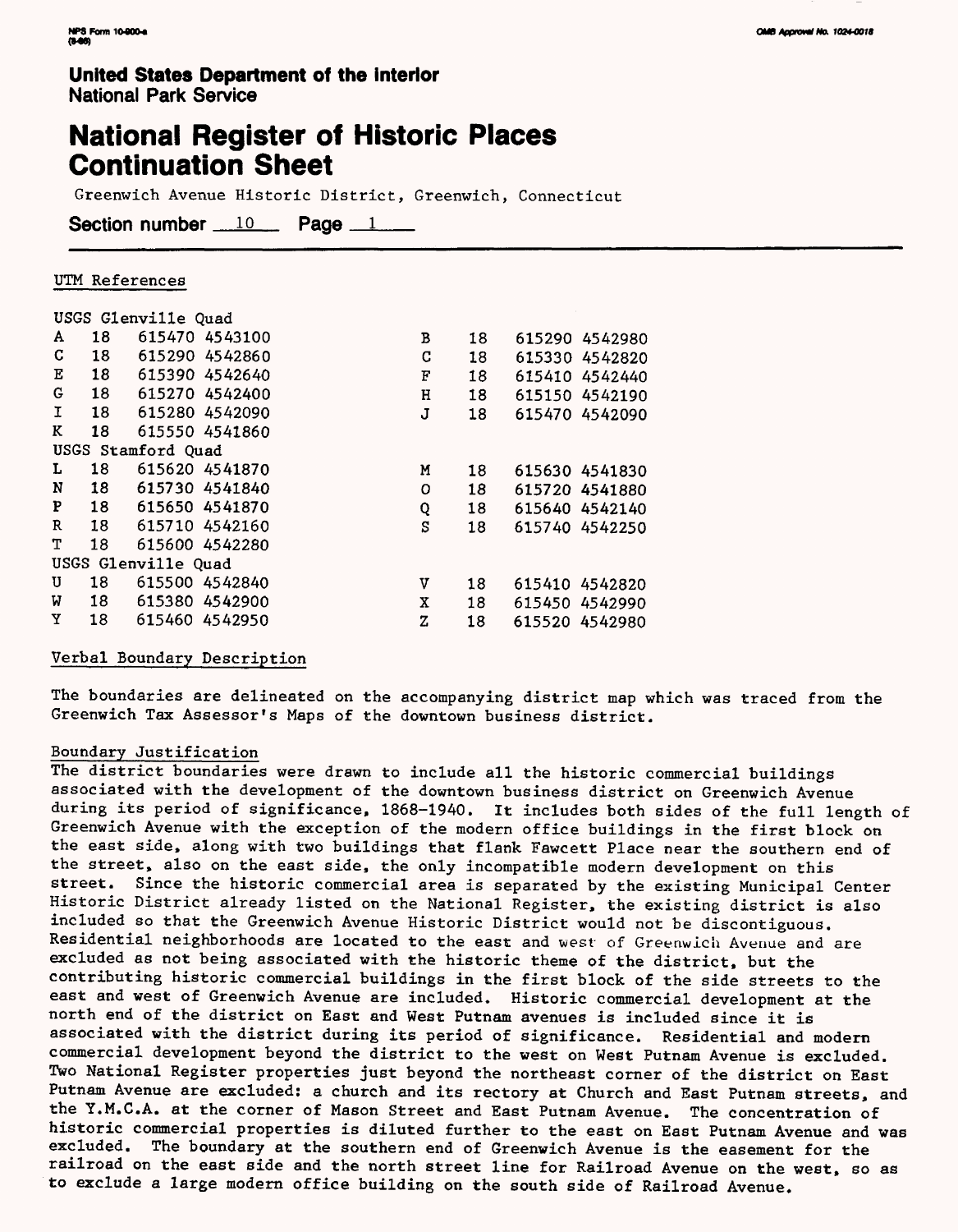**United States Department of the Interior**
National Park Service

# National Register of Historic Places Continuation Sheet

Greenwich Avenue Historic District, Greenwich, Connecticut

**Section number** 10 **Page** 1

UTM References

USGS Glenville Quad

| | | | | | |
|---|---|---|---|---|---|
| A | 18 | 615470 4543100 | B | 18 | 615290 4542980 |
| C | 18 | 615290 4542860 | C | 18 | 615330 4542820 |
| E | 18 | 615390 4542640 | F | 18 | 615410 4542440 |
| G | 18 | 615270 4542400 | H | 18 | 615150 4542190 |
| I | 18 | 615280 4542090 | J | 18 | 615470 4542090 |
| K | 18 | 615550 4541860 | | | |

USGS Stamford Quad

| | | | | | |
|---|---|---|---|---|---|
| L | 18 | 615620 4541870 | M | 18 | 615630 4541830 |
| N | 18 | 615730 4541840 | O | 18 | 615720 4541880 |
| P | 18 | 615650 4541870 | Q | 18 | 615640 4542140 |
| R | 18 | 615710 4542160 | S | 18 | 615740 4542250 |
| T | 18 | 615600 4542280 | | | |

USGS Glenville Quad

| | | | | | |
|---|---|---|---|---|---|
| U | 18 | 615500 4542840 | V | 18 | 615410 4542820 |
| W | 18 | 615380 4542900 | X | 18 | 615450 4542990 |
| Y | 18 | 615460 4542950 | Z | 18 | 615520 4542980 |

Verbal Boundary Description

The boundaries are delineated on the accompanying district map which was traced from the Greenwich Tax Assessor's Maps of the downtown business district.

Boundary Justification

The district boundaries were drawn to include all the historic commercial buildings associated with the development of the downtown business district on Greenwich Avenue during its period of significance, 1868-1940. It includes both sides of the full length of Greenwich Avenue with the exception of the modern office buildings in the first block on the east side, along with two buildings that flank Fawcett Place near the southern end of the street, also on the east side, the only incompatible modern development on this street. Since the historic commercial area is separated by the existing Municipal Center Historic District already listed on the National Register, the existing district is also included so that the Greenwich Avenue Historic District would not be discontiguous. Residential neighborhoods are located to the east and west of Greenwich Avenue and are excluded as not being associated with the historic theme of the district, but the contributing historic commercial buildings in the first block of the side streets to the east and west of Greenwich Avenue are included. Historic commercial development at the north end of the district on East and West Putnam avenues is included since it is associated with the district during its period of significance. Residential and modern commercial development beyond the district to the west on West Putnam Avenue is excluded. Two National Register properties just beyond the northeast corner of the district on East Putnam Avenue are excluded: a church and its rectory at Church and East Putnam streets, and the Y.M.C.A. at the corner of Mason Street and East Putnam Avenue. The concentration of historic commercial properties is diluted further to the east on East Putnam Avenue and was excluded. The boundary at the southern end of Greenwich Avenue is the easement for the railroad on the east side and the north street line for Railroad Avenue on the west, so as to exclude a large modern office building on the south side of Railroad Avenue.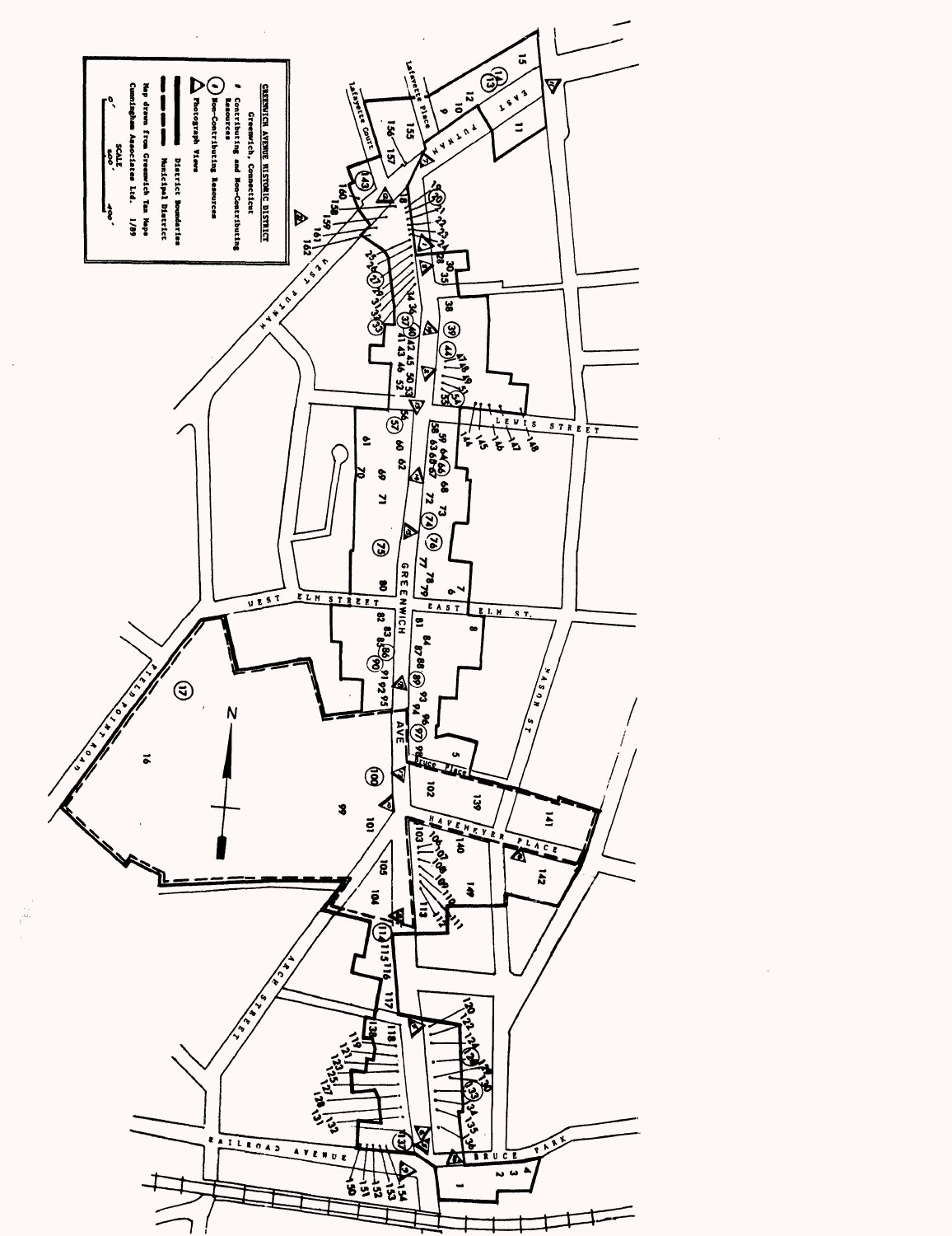GREENWICH AVENUE HISTORIC DISTRICT

Greenwich, Connecticut

- # Contributing and Non-Contributing Resources
- (#) Non-Contributing Resources
- △ Photograph Views
- District Boundaries
- Municipal District

Map drawn from Greenwich Tax Maps

Cunningham Associates Ltd. 1/89

SCALE

0' 200' 400'

N

GREENWICH AVE

WEST PUTNAM

EAST PUTNAM

Lafayette Place

Lafayette Court

LEWIS STREET

WEST ELM STREET

EAST ELM ST.

MASON ST

Bruce Place

HAVEMEYER PLACE

FIELD POINT ROAD

ARCH STREET

RAILROAD AVENUE

BRUCE PARK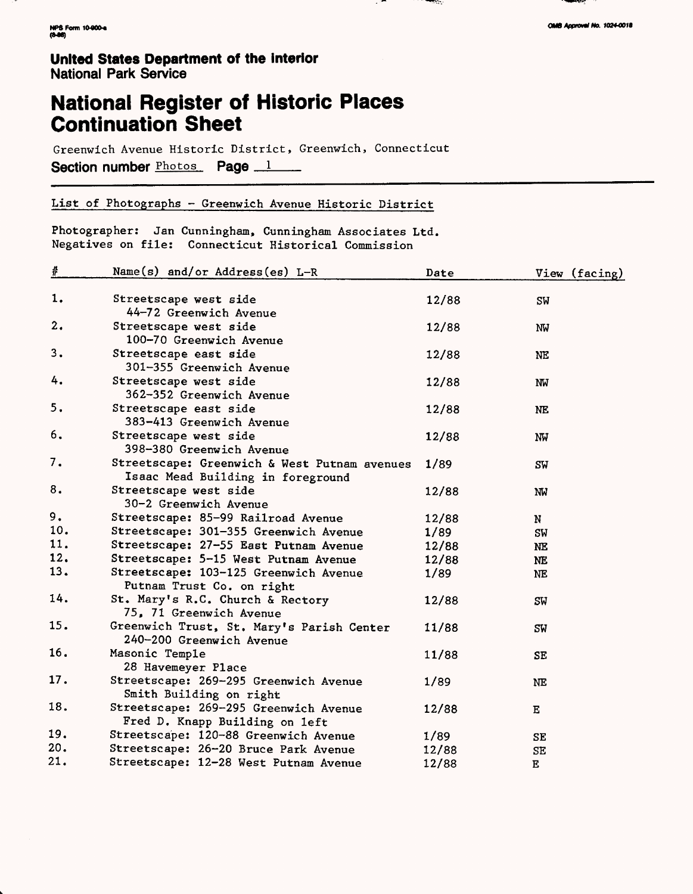NPS Form 10-900-a
(8-86)

OMB Approval No. 1024-0018

**United States Department of the Interior**
**National Park Service**

# National Register of Historic Places Continuation Sheet

Greenwich Avenue Historic District, Greenwich, Connecticut

**Section number** Photos **Page** 1

List of Photographs - Greenwich Avenue Historic District

Photographer: Jan Cunningham, Cunningham Associates Ltd.
Negatives on file: Connecticut Historical Commission

| # | Name(s) and/or Address(es) L-R | Date | View (facing) |
|---|---|---|---|
| 1. | Streetscape west side 44-72 Greenwich Avenue | 12/88 | SW |
| 2. | Streetscape west side 100-70 Greenwich Avenue | 12/88 | NW |
| 3. | Streetscape east side 301-355 Greenwich Avenue | 12/88 | NE |
| 4. | Streetscape west side 362-352 Greenwich Avenue | 12/88 | NW |
| 5. | Streetscape east side 383-413 Greenwich Avenue | 12/88 | NE |
| 6. | Streetscape west side 398-380 Greenwich Avenue | 12/88 | NW |
| 7. | Streetscape: Greenwich & West Putnam avenues Isaac Mead Building in foreground | 1/89 | SW |
| 8. | Streetscape west side 30-2 Greenwich Avenue | 12/88 | NW |
| 9. | Streetscape: 85-99 Railroad Avenue | 12/88 | N |
| 10. | Streetscape: 301-355 Greenwich Avenue | 1/89 | SW |
| 11. | Streetscape: 27-55 East Putnam Avenue | 12/88 | NE |
| 12. | Streetscape: 5-15 West Putnam Avenue | 12/88 | NE |
| 13. | Streetscape: 103-125 Greenwich Avenue Putnam Trust Co. on right | 1/89 | NE |
| 14. | St. Mary's R.C. Church & Rectory 75, 71 Greenwich Avenue | 12/88 | SW |
| 15. | Greenwich Trust, St. Mary's Parish Center 240-200 Greenwich Avenue | 11/88 | SW |
| 16. | Masonic Temple 28 Havemeyer Place | 11/88 | SE |
| 17. | Streetscape: 269-295 Greenwich Avenue Smith Building on right | 1/89 | NE |
| 18. | Streetscape: 269-295 Greenwich Avenue Fred D. Knapp Building on left | 12/88 | E |
| 19. | Streetscape: 120-88 Greenwich Avenue | 1/89 | SE |
| 20. | Streetscape: 26-20 Bruce Park Avenue | 12/88 | SE |
| 21. | Streetscape: 12-28 West Putnam Avenue | 12/88 | E |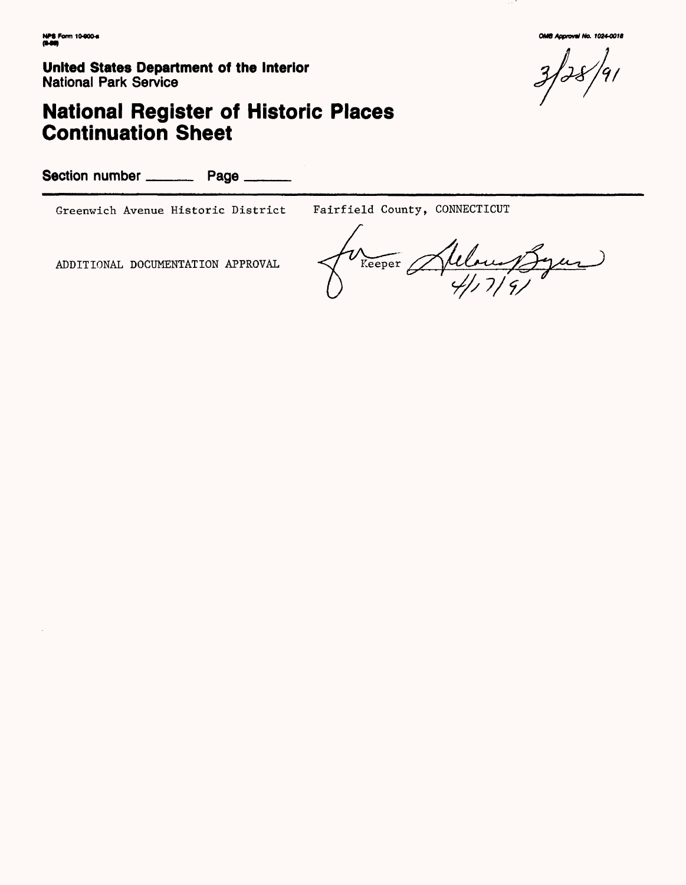NPS Form 10-900-a
(8-86)

OMB Approval No. 1024-0018

3/28/91

**United States Department of the Interior**
National Park Service

# National Register of Historic Places Continuation Sheet

Section number _______ Page _______

Greenwich Avenue Historic District    Fairfield County, CONNECTICUT

ADDITIONAL DOCUMENTATION APPROVAL    for Keeper Delores Byers 4/17/91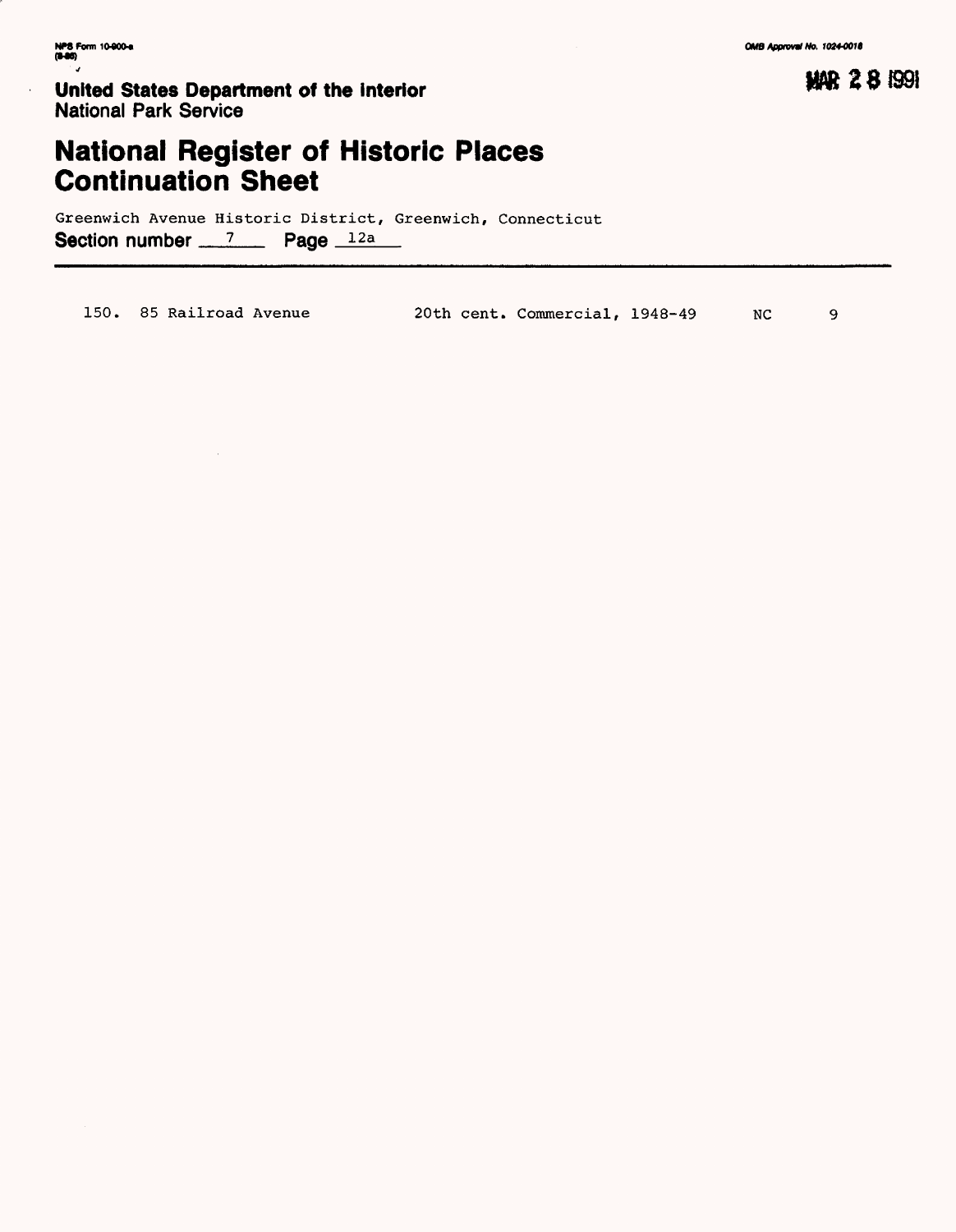**United States Department of the Interior**
National Park Service

# National Register of Historic Places Continuation Sheet

Greenwich Avenue Historic District, Greenwich, Connecticut
**Section number** 7 **Page** 12a

| | | | | |
|---|---|---|---|---|
| 150. | 85 Railroad Avenue | 20th cent. Commercial, 1948-49 | NC | 9 |